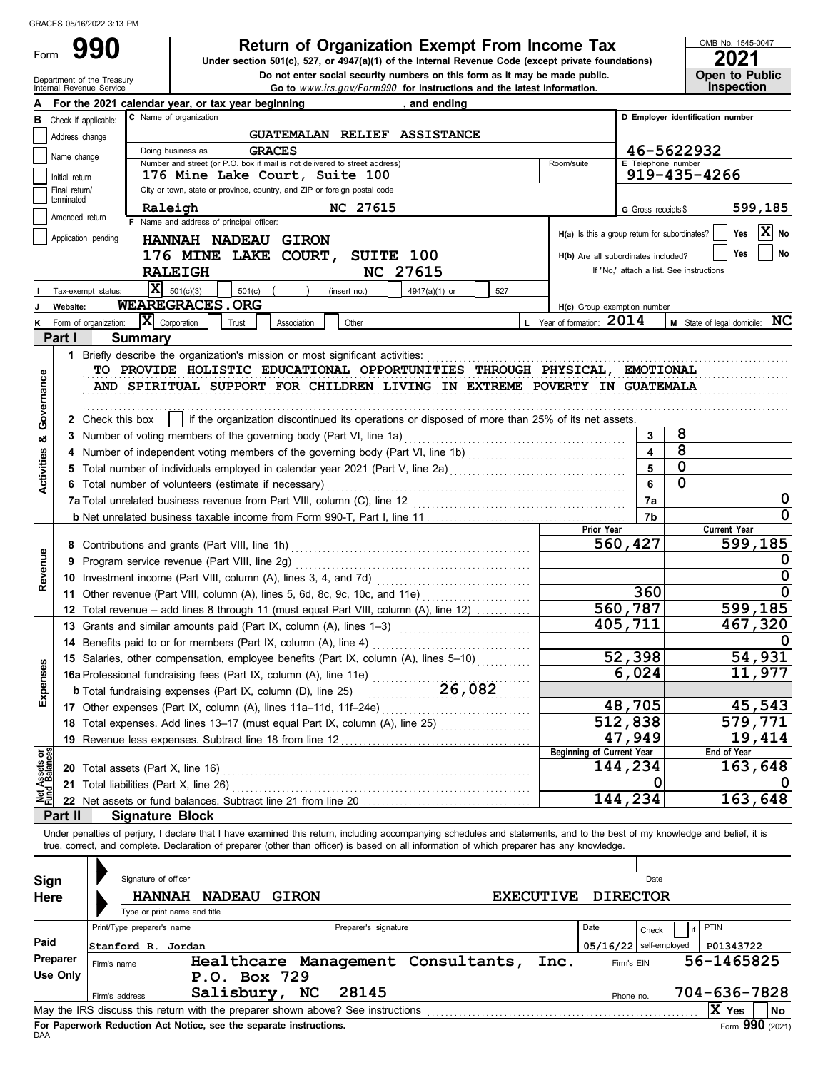GRACES 05/16/2022 3:13 PM

# Form 990

## Return of Organization Exempt From Income Tax

Under section 501(c), 527, or 4947(a)(1) of the Internal Revenue Code (except private foundations)

Do not enter social security numbers on this form as it may be made public.

Go to *www.irs.gov/Form990* for instructions and the latest information.

Department of the Treasury
Internal Revenue Service

OMB No. 1545-0047

**2021**

**Open to Public Inspection**

**A** For the 2021 calendar year, or tax year beginning , and ending

**B** Check if applicable:
- Address change
- Name change
- Initial return
- Final return/terminated
- Amended return
- Application pending

**C** Name of organization: GUATEMALAN RELIEF ASSISTANCE

Doing business as: GRACES

Number and street (or P.O. box if mail is not delivered to street address): 176 Mine Lake Court, Suite 100

Room/suite:

City or town, state or province, country, and ZIP or foreign postal code: Raleigh NC 27615

**D** Employer identification number: 46-5622932

**E** Telephone number: 919-435-4266

**G** Gross receipts $ 599,185

**F** Name and address of principal officer:
HANNAH NADEAU GIRON
176 MINE LAKE COURT, SUITE 100
RALEIGH NC 27615

**H(a)** Is this a group return for subordinates? Yes [ ] No [X]

**H(b)** Are all subordinates included? Yes [ ] No [ ]
If "No," attach a list. See instructions

**I** Tax-exempt status: [X] 501(c)(3) [ ] 501(c) ( ) (insert no.) [ ] 4947(a)(1) or [ ] 527

**J** Website: WEAREGRACES.ORG

**H(c)** Group exemption number

**K** Form of organization: [X] Corporation [ ] Trust [ ] Association [ ] Other

**L** Year of formation: 2014

**M** State of legal domicile: NC

## Part I Summary

### Activities & Governance

1 Briefly describe the organization's mission or most significant activities:
TO PROVIDE HOLISTIC EDUCATIONAL OPPORTUNITIES THROUGH PHYSICAL, EMOTIONAL AND SPIRITUAL SUPPORT FOR CHILDREN LIVING IN EXTREME POVERTY IN GUATEMALA

2 Check this box [ ] if the organization discontinued its operations or disposed of more than 25% of its net assets.

| | | Line | Value |
|---|---|---|---|
| 3 | Number of voting members of the governing body (Part VI, line 1a) | 3 | 8 |
| 4 | Number of independent voting members of the governing body (Part VI, line 1b) | 4 | 8 |
| 5 | Total number of individuals employed in calendar year 2021 (Part V, line 2a) | 5 | 0 |
| 6 | Total number of volunteers (estimate if necessary) | 6 | 0 |
| 7a | Total unrelated business revenue from Part VIII, column (C), line 12 | 7a | 0 |
| b | Net unrelated business taxable income from Form 990-T, Part I, line 11 | 7b | 0 |

### Revenue

| | | Prior Year | Current Year |
|---|---|---|---|
| 8 | Contributions and grants (Part VIII, line 1h) | 560,427 | 599,185 |
| 9 | Program service revenue (Part VIII, line 2g) | | 0 |
| 10 | Investment income (Part VIII, column (A), lines 3, 4, and 7d) | | 0 |
| 11 | Other revenue (Part VIII, column (A), lines 5, 6d, 8c, 9c, 10c, and 11e) | 360 | 0 |
| 12 | Total revenue – add lines 8 through 11 (must equal Part VIII, column (A), line 12) | 560,787 | 599,185 |

### Expenses

| | | Prior Year | Current Year |
|---|---|---|---|
| 13 | Grants and similar amounts paid (Part IX, column (A), lines 1–3) | 405,711 | 467,320 |
| 14 | Benefits paid to or for members (Part IX, column (A), line 4) | | 0 |
| 15 | Salaries, other compensation, employee benefits (Part IX, column (A), lines 5–10) | 52,398 | 54,931 |
| 16a | Professional fundraising fees (Part IX, column (A), line 11e) | 6,024 | 11,977 |
| b | Total fundraising expenses (Part IX, column (D), line 25) 26,082 | | |
| 17 | Other expenses (Part IX, column (A), lines 11a–11d, 11f–24e) | 48,705 | 45,543 |
| 18 | Total expenses. Add lines 13–17 (must equal Part IX, column (A), line 25) | 512,838 | 579,771 |
| 19 | Revenue less expenses. Subtract line 18 from line 12 | 47,949 | 19,414 |

### Net Assets or Fund Balances

| | | Beginning of Current Year | End of Year |
|---|---|---|---|
| 20 | Total assets (Part X, line 16) | 144,234 | 163,648 |
| 21 | Total liabilities (Part X, line 26) | 0 | 0 |
| 22 | Net assets or fund balances. Subtract line 21 from line 20 | 144,234 | 163,648 |

## Part II Signature Block

Under penalties of perjury, I declare that I have examined this return, including accompanying schedules and statements, and to the best of my knowledge and belief, it is true, correct, and complete. Declaration of preparer (other than officer) is based on all information of which preparer has any knowledge.

**Sign Here**

Signature of officer | Date

HANNAH NADEAU GIRON EXECUTIVE DIRECTOR

Type or print name and title

**Paid Preparer Use Only**

| Print/Type preparer's name | Preparer's signature | Date | Check [ ] if self-employed | PTIN |
|---|---|---|---|---|
| Stanford R. Jordan | | 05/16/22 | | P01343722 |

Firm's name: Healthcare Management Consultants, Inc. | Firm's EIN: 56-1465825

Firm's address: P.O. Box 729, Salisbury, NC 28145 | Phone no. 704-636-7828

May the IRS discuss this return with the preparer shown above? See instructions [X] Yes [ ] No

For Paperwork Reduction Act Notice, see the separate instructions.

DAA

Form **990** (2021)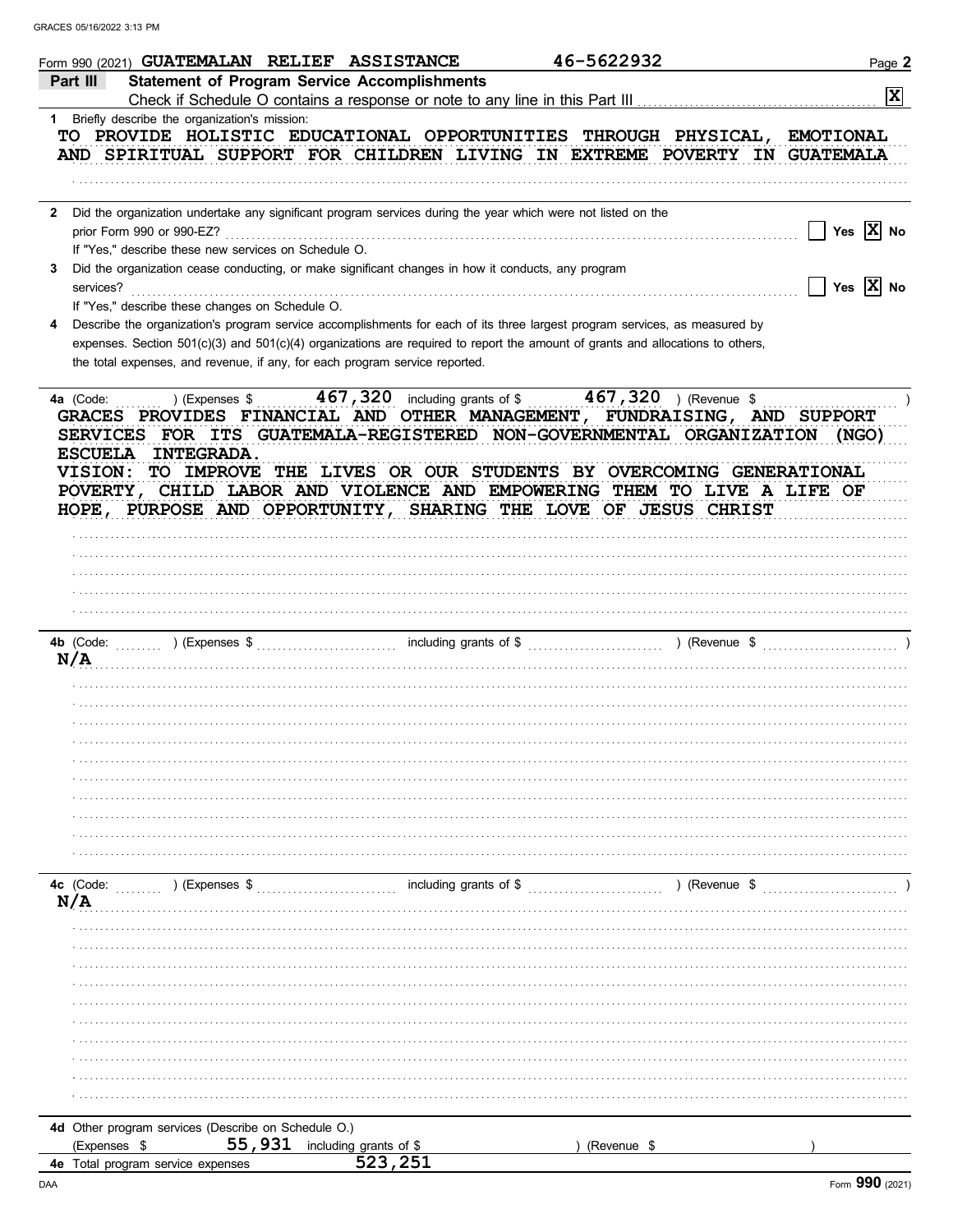Form 990 (2021) GUATEMALAN RELIEF ASSISTANCE 46-5622932

## Part III Statement of Program Service Accomplishments

Check if Schedule O contains a response or note to any line in this Part III [X]

**1** Briefly describe the organization's mission:

TO PROVIDE HOLISTIC EDUCATIONAL OPPORTUNITIES THROUGH PHYSICAL, EMOTIONAL AND SPIRITUAL SUPPORT FOR CHILDREN LIVING IN EXTREME POVERTY IN GUATEMALA

**2** Did the organization undertake any significant program services during the year which were not listed on the prior Form 990 or 990-EZ? [ ] Yes [X] No

If "Yes," describe these new services on Schedule O.

**3** Did the organization cease conducting, or make significant changes in how it conducts, any program services? [ ] Yes [X] No

If "Yes," describe these changes on Schedule O.

**4** Describe the organization's program service accomplishments for each of its three largest program services, as measured by expenses. Section 501(c)(3) and 501(c)(4) organizations are required to report the amount of grants and allocations to others, the total expenses, and revenue, if any, for each program service reported.

**4a** (Code: ) (Expenses $ 467,320 including grants of $ 467,320 ) (Revenue $ )

GRACES PROVIDES FINANCIAL AND OTHER MANAGEMENT, FUNDRAISING, AND SUPPORT SERVICES FOR ITS GUATEMALA-REGISTERED NON-GOVERNMENTAL ORGANIZATION (NGO) ESCUELA INTEGRADA.
VISION: TO IMPROVE THE LIVES OR OUR STUDENTS BY OVERCOMING GENERATIONAL POVERTY, CHILD LABOR AND VIOLENCE AND EMPOWERING THEM TO LIVE A LIFE OF HOPE, PURPOSE AND OPPORTUNITY, SHARING THE LOVE OF JESUS CHRIST

**4b** (Code: ) (Expenses $ including grants of $ ) (Revenue $ )

N/A

**4c** (Code: ) (Expenses $ including grants of $ ) (Revenue $ )

N/A

**4d** Other program services (Describe on Schedule O.)
(Expenses $ 55,931 including grants of $ ) (Revenue $ )

**4e** Total program service expenses 523,251

Form **990** (2021)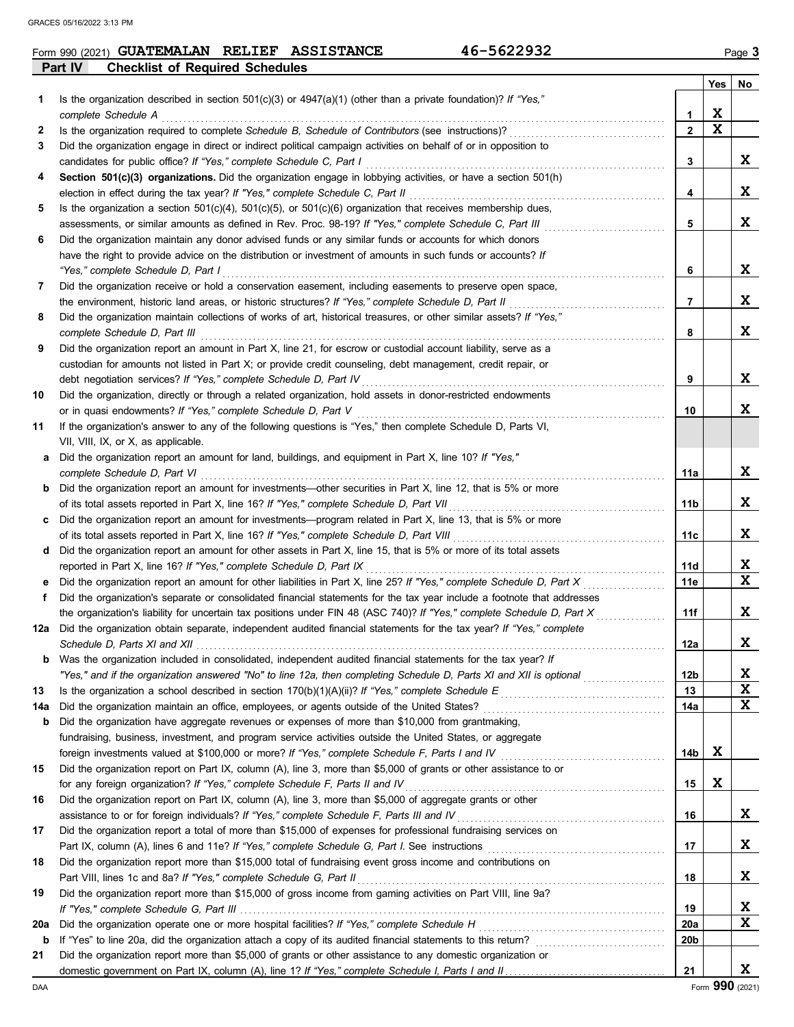Form 990 (2021) **GUATEMALAN RELIEF ASSISTANCE** **46-5622932**

## Part IV Checklist of Required Schedules

| | | | Yes | No |
|---|---|---|---|---|
| 1 | Is the organization described in section 501(c)(3) or 4947(a)(1) (other than a private foundation)? *If "Yes," complete Schedule A* | 1 | X | |
| 2 | Is the organization required to complete *Schedule B, Schedule of Contributors* (see instructions)? | 2 | X | |
| 3 | Did the organization engage in direct or indirect political campaign activities on behalf of or in opposition to candidates for public office? *If "Yes," complete Schedule C, Part I* | 3 | | X |
| 4 | **Section 501(c)(3) organizations.** Did the organization engage in lobbying activities, or have a section 501(h) election in effect during the tax year? *If "Yes," complete Schedule C, Part II* | 4 | | X |
| 5 | Is the organization a section 501(c)(4), 501(c)(5), or 501(c)(6) organization that receives membership dues, assessments, or similar amounts as defined in Rev. Proc. 98-19? *If "Yes," complete Schedule C, Part III* | 5 | | X |
| 6 | Did the organization maintain any donor advised funds or any similar funds or accounts for which donors have the right to provide advice on the distribution or investment of amounts in such funds or accounts? *If "Yes," complete Schedule D, Part I* | 6 | | X |
| 7 | Did the organization receive or hold a conservation easement, including easements to preserve open space, the environment, historic land areas, or historic structures? *If "Yes," complete Schedule D, Part II* | 7 | | X |
| 8 | Did the organization maintain collections of works of art, historical treasures, or other similar assets? *If "Yes," complete Schedule D, Part III* | 8 | | X |
| 9 | Did the organization report an amount in Part X, line 21, for escrow or custodial account liability, serve as a custodian for amounts not listed in Part X; or provide credit counseling, debt management, credit repair, or debt negotiation services? *If "Yes," complete Schedule D, Part IV* | 9 | | X |
| 10 | Did the organization, directly or through a related organization, hold assets in donor-restricted endowments or in quasi endowments? *If "Yes," complete Schedule D, Part V* | 10 | | X |
| 11 | If the organization's answer to any of the following questions is "Yes," then complete Schedule D, Parts VI, VII, VIII, IX, or X, as applicable. | | | |
| a | Did the organization report an amount for land, buildings, and equipment in Part X, line 10? *If "Yes," complete Schedule D, Part VI* | 11a | | X |
| b | Did the organization report an amount for investments—other securities in Part X, line 12, that is 5% or more of its total assets reported in Part X, line 16? *If "Yes," complete Schedule D, Part VII* | 11b | | X |
| c | Did the organization report an amount for investments—program related in Part X, line 13, that is 5% or more of its total assets reported in Part X, line 16? *If "Yes," complete Schedule D, Part VIII* | 11c | | X |
| d | Did the organization report an amount for other assets in Part X, line 15, that is 5% or more of its total assets reported in Part X, line 16? *If "Yes," complete Schedule D, Part IX* | 11d | | X |
| e | Did the organization report an amount for other liabilities in Part X, line 25? *If "Yes," complete Schedule D, Part X* | 11e | | X |
| f | Did the organization's separate or consolidated financial statements for the tax year include a footnote that addresses the organization's liability for uncertain tax positions under FIN 48 (ASC 740)? *If "Yes," complete Schedule D, Part X* | 11f | | X |
| 12a | Did the organization obtain separate, independent audited financial statements for the tax year? *If "Yes," complete Schedule D, Parts XI and XII* | 12a | | X |
| b | Was the organization included in consolidated, independent audited financial statements for the tax year? *If "Yes," and if the organization answered "No" to line 12a, then completing Schedule D, Parts XI and XII is optional* | 12b | | X |
| 13 | Is the organization a school described in section 170(b)(1)(A)(ii)? *If "Yes," complete Schedule E* | 13 | | X |
| 14a | Did the organization maintain an office, employees, or agents outside of the United States? | 14a | | X |
| b | Did the organization have aggregate revenues or expenses of more than $10,000 from grantmaking, fundraising, business, investment, and program service activities outside the United States, or aggregate foreign investments valued at $100,000 or more? *If "Yes," complete Schedule F, Parts I and IV* | 14b | X | |
| 15 | Did the organization report on Part IX, column (A), line 3, more than $5,000 of grants or other assistance to or for any foreign organization? *If "Yes," complete Schedule F, Parts II and IV* | 15 | X | |
| 16 | Did the organization report on Part IX, column (A), line 3, more than $5,000 of aggregate grants or other assistance to or for foreign individuals? *If "Yes," complete Schedule F, Parts III and IV* | 16 | | X |
| 17 | Did the organization report a total of more than $15,000 of expenses for professional fundraising services on Part IX, column (A), lines 6 and 11e? *If "Yes," complete Schedule G, Part I.* See instructions | 17 | | X |
| 18 | Did the organization report more than $15,000 total of fundraising event gross income and contributions on Part VIII, lines 1c and 8a? *If "Yes," complete Schedule G, Part II* | 18 | | X |
| 19 | Did the organization report more than $15,000 of gross income from gaming activities on Part VIII, line 9a? *If "Yes," complete Schedule G, Part III* | 19 | | X |
| 20a | Did the organization operate one or more hospital facilities? *If "Yes," complete Schedule H* | 20a | | X |
| b | If "Yes" to line 20a, did the organization attach a copy of its audited financial statements to this return? | 20b | | |
| 21 | Did the organization report more than $5,000 of grants or other assistance to any domestic organization or domestic government on Part IX, column (A), line 1? *If "Yes," complete Schedule I, Parts I and II* | 21 | | X |

Form **990** (2021)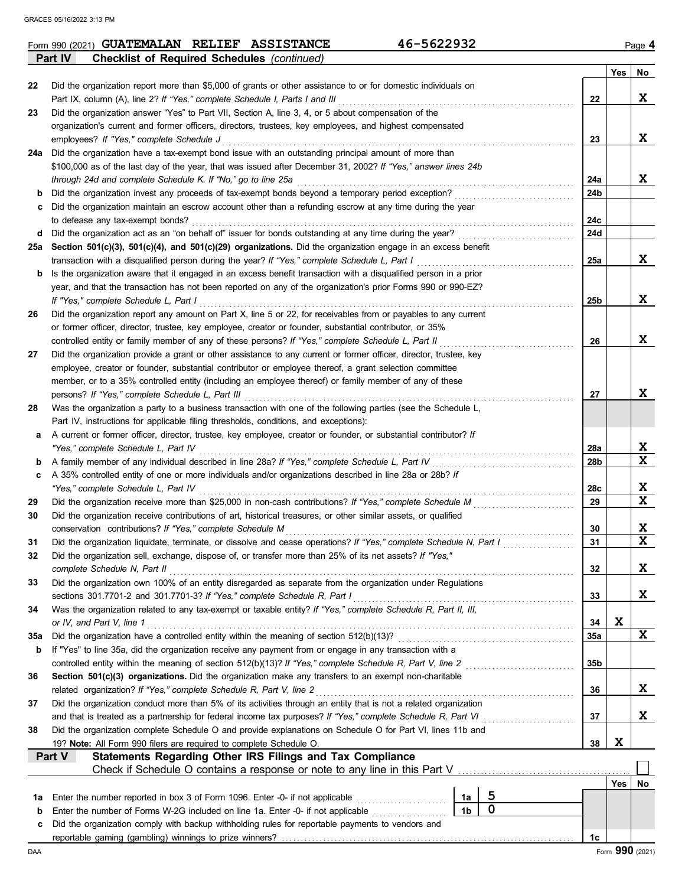Form 990 (2021) **GUATEMALAN RELIEF ASSISTANCE** **46-5622932** Page **4**

**Part IV** **Checklist of Required Schedules** *(continued)*

| | | | Yes | No |
|---|---|---|---|---|
| **22** | Did the organization report more than $5,000 of grants or other assistance to or for domestic individuals on Part IX, column (A), line 2? *If "Yes," complete Schedule I, Parts I and III* | 22 | | X |
| **23** | Did the organization answer "Yes" to Part VII, Section A, line 3, 4, or 5 about compensation of the organization's current and former officers, directors, trustees, key employees, and highest compensated employees? *If "Yes," complete Schedule J* | 23 | | X |
| **24a** | Did the organization have a tax-exempt bond issue with an outstanding principal amount of more than $100,000 as of the last day of the year, that was issued after December 31, 2002? *If "Yes," answer lines 24b through 24d and complete Schedule K. If "No," go to line 25a* | 24a | | X |
| **b** | Did the organization invest any proceeds of tax-exempt bonds beyond a temporary period exception? | 24b | | |
| **c** | Did the organization maintain an escrow account other than a refunding escrow at any time during the year to defease any tax-exempt bonds? | 24c | | |
| **d** | Did the organization act as an "on behalf of" issuer for bonds outstanding at any time during the year? | 24d | | |
| **25a** | **Section 501(c)(3), 501(c)(4), and 501(c)(29) organizations.** Did the organization engage in an excess benefit transaction with a disqualified person during the year? *If "Yes," complete Schedule L, Part I* | 25a | | X |
| **b** | Is the organization aware that it engaged in an excess benefit transaction with a disqualified person in a prior year, and that the transaction has not been reported on any of the organization's prior Forms 990 or 990-EZ? *If "Yes," complete Schedule L, Part I* | 25b | | X |
| **26** | Did the organization report any amount on Part X, line 5 or 22, for receivables from or payables to any current or former officer, director, trustee, key employee, creator or founder, substantial contributor, or 35% controlled entity or family member of any of these persons? *If "Yes," complete Schedule L, Part II* | 26 | | X |
| **27** | Did the organization provide a grant or other assistance to any current or former officer, director, trustee, key employee, creator or founder, substantial contributor or employee thereof, a grant selection committee member, or to a 35% controlled entity (including an employee thereof) or family member of any of these persons? *If "Yes," complete Schedule L, Part III* | 27 | | X |
| **28** | Was the organization a party to a business transaction with one of the following parties (see the Schedule L, Part IV, instructions for applicable filing thresholds, conditions, and exceptions): | | | |
| **a** | A current or former officer, director, trustee, key employee, creator or founder, or substantial contributor? *If "Yes," complete Schedule L, Part IV* | 28a | | X |
| **b** | A family member of any individual described in line 28a? *If "Yes," complete Schedule L, Part IV* | 28b | | X |
| **c** | A 35% controlled entity of one or more individuals and/or organizations described in line 28a or 28b? *If "Yes," complete Schedule L, Part IV* | 28c | | X |
| **29** | Did the organization receive more than $25,000 in non-cash contributions? *If "Yes," complete Schedule M* | 29 | | X |
| **30** | Did the organization receive contributions of art, historical treasures, or other similar assets, or qualified conservation contributions? *If "Yes," complete Schedule M* | 30 | | X |
| **31** | Did the organization liquidate, terminate, or dissolve and cease operations? *If "Yes," complete Schedule N, Part I* | 31 | | X |
| **32** | Did the organization sell, exchange, dispose of, or transfer more than 25% of its net assets? *If "Yes," complete Schedule N, Part II* | 32 | | X |
| **33** | Did the organization own 100% of an entity disregarded as separate from the organization under Regulations sections 301.7701-2 and 301.7701-3? *If "Yes," complete Schedule R, Part I* | 33 | | X |
| **34** | Was the organization related to any tax-exempt or taxable entity? *If "Yes," complete Schedule R, Part II, III, or IV, and Part V, line 1* | 34 | X | |
| **35a** | Did the organization have a controlled entity within the meaning of section 512(b)(13)? | 35a | | X |
| **b** | If "Yes" to line 35a, did the organization receive any payment from or engage in any transaction with a controlled entity within the meaning of section 512(b)(13)? *If "Yes," complete Schedule R, Part V, line 2* | 35b | | |
| **36** | **Section 501(c)(3) organizations.** Did the organization make any transfers to an exempt non-charitable related organization? *If "Yes," complete Schedule R, Part V, line 2* | 36 | | X |
| **37** | Did the organization conduct more than 5% of its activities through an entity that is not a related organization and that is treated as a partnership for federal income tax purposes? *If "Yes," complete Schedule R, Part VI* | 37 | | X |
| **38** | Did the organization complete Schedule O and provide explanations on Schedule O for Part VI, lines 11b and 19? **Note:** All Form 990 filers are required to complete Schedule O. | 38 | X | |

**Part V** **Statements Regarding Other IRS Filings and Tax Compliance**

Check if Schedule O contains a response or note to any line in this Part V ☐

| | | | | | Yes | No |
|---|---|---|---|---|---|---|
| **1a** | Enter the number reported in box 3 of Form 1096. Enter -0- if not applicable | 1a | 5 | | | |
| **b** | Enter the number of Forms W-2G included on line 1a. Enter -0- if not applicable | 1b | 0 | | | |
| **c** | Did the organization comply with backup withholding rules for reportable payments to vendors and reportable gaming (gambling) winnings to prize winners? | | | 1c | | |

Form **990** (2021)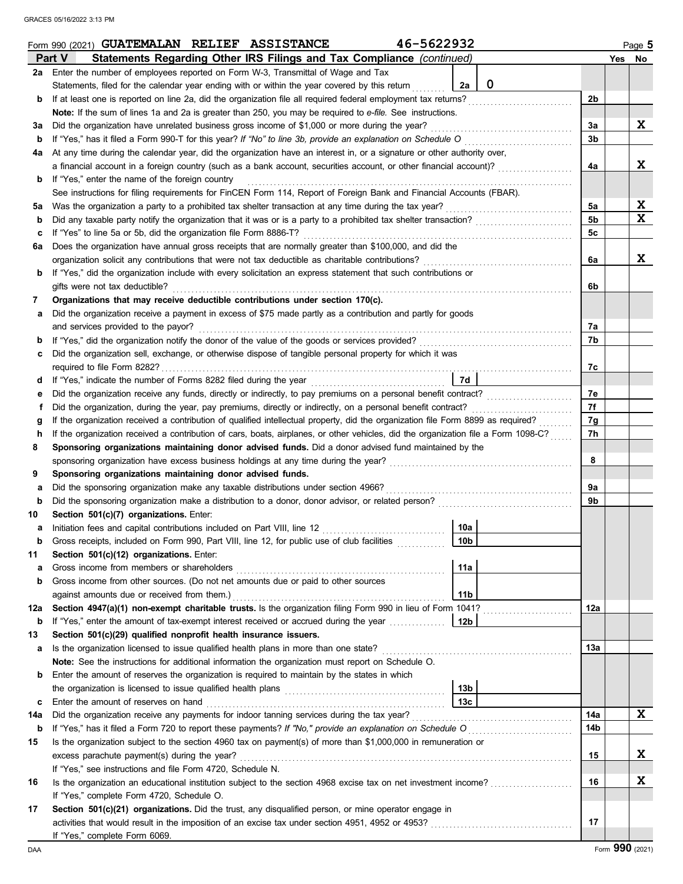Form 990 (2021) **GUATEMALAN RELIEF ASSISTANCE** **46-5622932** Page **5**

## Part V Statements Regarding Other IRS Filings and Tax Compliance *(continued)*

| | | | | Line | Yes | No |
|---|---|---|---|---|---|---|
| **2a** | Enter the number of employees reported on Form W-3, Transmittal of Wage and Tax Statements, filed for the calendar year ending with or within the year covered by this return | 2a | 0 | | | |
| **b** | If at least one is reported on line 2a, did the organization file all required federal employment tax returns? | | | 2b | | |
| | **Note:** If the sum of lines 1a and 2a is greater than 250, you may be required to *e-file.* See instructions. | | | | | |
| **3a** | Did the organization have unrelated business gross income of $1,000 or more during the year? | | | 3a | | X |
| **b** | If "Yes," has it filed a Form 990-T for this year? *If "No" to line 3b, provide an explanation on Schedule O* | | | 3b | | |
| **4a** | At any time during the calendar year, did the organization have an interest in, or a signature or other authority over, a financial account in a foreign country (such as a bank account, securities account, or other financial account)? | | | 4a | | X |
| **b** | If "Yes," enter the name of the foreign country | | | | | |
| | See instructions for filing requirements for FinCEN Form 114, Report of Foreign Bank and Financial Accounts (FBAR). | | | | | |
| **5a** | Was the organization a party to a prohibited tax shelter transaction at any time during the tax year? | | | 5a | | X |
| **b** | Did any taxable party notify the organization that it was or is a party to a prohibited tax shelter transaction? | | | 5b | | X |
| **c** | If "Yes" to line 5a or 5b, did the organization file Form 8886-T? | | | 5c | | |
| **6a** | Does the organization have annual gross receipts that are normally greater than $100,000, and did the organization solicit any contributions that were not tax deductible as charitable contributions? | | | 6a | | X |
| **b** | If "Yes," did the organization include with every solicitation an express statement that such contributions or gifts were not tax deductible? | | | 6b | | |
| **7** | **Organizations that may receive deductible contributions under section 170(c).** | | | | | |
| **a** | Did the organization receive a payment in excess of $75 made partly as a contribution and partly for goods and services provided to the payor? | | | 7a | | |
| **b** | If "Yes," did the organization notify the donor of the value of the goods or services provided? | | | 7b | | |
| **c** | Did the organization sell, exchange, or otherwise dispose of tangible personal property for which it was required to file Form 8282? | | | 7c | | |
| **d** | If "Yes," indicate the number of Forms 8282 filed during the year | 7d | | | | |
| **e** | Did the organization receive any funds, directly or indirectly, to pay premiums on a personal benefit contract? | | | 7e | | |
| **f** | Did the organization, during the year, pay premiums, directly or indirectly, on a personal benefit contract? | | | 7f | | |
| **g** | If the organization received a contribution of qualified intellectual property, did the organization file Form 8899 as required? | | | 7g | | |
| **h** | If the organization received a contribution of cars, boats, airplanes, or other vehicles, did the organization file a Form 1098-C? | | | 7h | | |
| **8** | **Sponsoring organizations maintaining donor advised funds.** Did a donor advised fund maintained by the sponsoring organization have excess business holdings at any time during the year? | | | 8 | | |
| **9** | **Sponsoring organizations maintaining donor advised funds.** | | | | | |
| **a** | Did the sponsoring organization make any taxable distributions under section 4966? | | | 9a | | |
| **b** | Did the sponsoring organization make a distribution to a donor, donor advisor, or related person? | | | 9b | | |
| **10** | **Section 501(c)(7) organizations.** Enter: | | | | | |
| **a** | Initiation fees and capital contributions included on Part VIII, line 12 | 10a | | | | |
| **b** | Gross receipts, included on Form 990, Part VIII, line 12, for public use of club facilities | 10b | | | | |
| **11** | **Section 501(c)(12) organizations.** Enter: | | | | | |
| **a** | Gross income from members or shareholders | 11a | | | | |
| **b** | Gross income from other sources. (Do not net amounts due or paid to other sources against amounts due or received from them.) | 11b | | | | |
| **12a** | **Section 4947(a)(1) non-exempt charitable trusts.** Is the organization filing Form 990 in lieu of Form 1041? | | | 12a | | |
| **b** | If "Yes," enter the amount of tax-exempt interest received or accrued during the year | 12b | | | | |
| **13** | **Section 501(c)(29) qualified nonprofit health insurance issuers.** | | | | | |
| **a** | Is the organization licensed to issue qualified health plans in more than one state? | | | 13a | | |
| | **Note:** See the instructions for additional information the organization must report on Schedule O. | | | | | |
| **b** | Enter the amount of reserves the organization is required to maintain by the states in which the organization is licensed to issue qualified health plans | 13b | | | | |
| **c** | Enter the amount of reserves on hand | 13c | | | | |
| **14a** | Did the organization receive any payments for indoor tanning services during the tax year? | | | 14a | | X |
| **b** | If "Yes," has it filed a Form 720 to report these payments? *If "No," provide an explanation on Schedule O* | | | 14b | | |
| **15** | Is the organization subject to the section 4960 tax on payment(s) of more than $1,000,000 in remuneration or excess parachute payment(s) during the year? | | | 15 | | X |
| | If "Yes," see instructions and file Form 4720, Schedule N. | | | | | |
| **16** | Is the organization an educational institution subject to the section 4968 excise tax on net investment income? | | | 16 | | X |
| | If "Yes," complete Form 4720, Schedule O. | | | | | |
| **17** | **Section 501(c)(21) organizations.** Did the trust, any disqualified person, or mine operator engage in activities that would result in the imposition of an excise tax under section 4951, 4952 or 4953? | | | 17 | | |
| | If "Yes," complete Form 6069. | | | | | |

Form **990** (2021)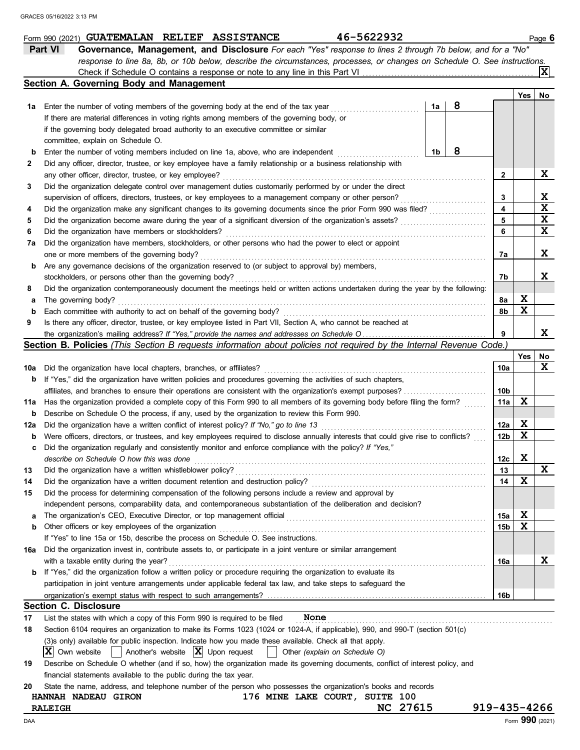Form 990 (2021) GUATEMALAN RELIEF ASSISTANCE 46-5622932 Page 6

## Part VI Governance, Management, and Disclosure

*For each "Yes" response to lines 2 through 7b below, and for a "No" response to line 8a, 8b, or 10b below, describe the circumstances, processes, or changes on Schedule O. See instructions.*

Check if Schedule O contains a response or note to any line in this Part VI . . . . . [X]

### Section A. Governing Body and Management

| | | | | Yes | No |
|---|---|---|---|---|---|
| **1a** | Enter the number of voting members of the governing body at the end of the tax year (1a) | 8 | | | |
| | If there are material differences in voting rights among members of the governing body, or if the governing body delegated broad authority to an executive committee or similar committee, explain on Schedule O. | | | | |
| **b** | Enter the number of voting members included on line 1a, above, who are independent (1b) | 8 | | | |
| **2** | Did any officer, director, trustee, or key employee have a family relationship or a business relationship with any other officer, director, trustee, or key employee? | | 2 | | X |
| **3** | Did the organization delegate control over management duties customarily performed by or under the direct supervision of officers, directors, trustees, or key employees to a management company or other person? | | 3 | | X |
| **4** | Did the organization make any significant changes to its governing documents since the prior Form 990 was filed? | | 4 | | X |
| **5** | Did the organization become aware during the year of a significant diversion of the organization's assets? | | 5 | | X |
| **6** | Did the organization have members or stockholders? | | 6 | | X |
| **7a** | Did the organization have members, stockholders, or other persons who had the power to elect or appoint one or more members of the governing body? | | 7a | | X |
| **b** | Are any governance decisions of the organization reserved to (or subject to approval by) members, stockholders, or persons other than the governing body? | | 7b | | X |
| **8** | Did the organization contemporaneously document the meetings held or written actions undertaken during the year by the following: | | | | |
| **a** | The governing body? | | 8a | X | |
| **b** | Each committee with authority to act on behalf of the governing body? | | 8b | X | |
| **9** | Is there any officer, director, trustee, or key employee listed in Part VII, Section A, who cannot be reached at the organization's mailing address? *If "Yes," provide the names and addresses on Schedule O* | | 9 | | X |

### Section B. Policies *(This Section B requests information about policies not required by the Internal Revenue Code.)*

| | | | Yes | No |
|---|---|---|---|---|
| **10a** | Did the organization have local chapters, branches, or affiliates? | 10a | | X |
| **b** | If "Yes," did the organization have written policies and procedures governing the activities of such chapters, affiliates, and branches to ensure their operations are consistent with the organization's exempt purposes? | 10b | | |
| **11a** | Has the organization provided a complete copy of this Form 990 to all members of its governing body before filing the form? | 11a | X | |
| **b** | Describe on Schedule O the process, if any, used by the organization to review this Form 990. | | | |
| **12a** | Did the organization have a written conflict of interest policy? *If "No," go to line 13* | 12a | X | |
| **b** | Were officers, directors, or trustees, and key employees required to disclose annually interests that could give rise to conflicts? | 12b | X | |
| **c** | Did the organization regularly and consistently monitor and enforce compliance with the policy? *If "Yes," describe on Schedule O how this was done* | 12c | X | |
| **13** | Did the organization have a written whistleblower policy? | 13 | | X |
| **14** | Did the organization have a written document retention and destruction policy? | 14 | X | |
| **15** | Did the process for determining compensation of the following persons include a review and approval by independent persons, comparability data, and contemporaneous substantiation of the deliberation and decision? | | | |
| **a** | The organization's CEO, Executive Director, or top management official | 15a | X | |
| **b** | Other officers or key employees of the organization | 15b | X | |
| | If "Yes" to line 15a or 15b, describe the process on Schedule O. See instructions. | | | |
| **16a** | Did the organization invest in, contribute assets to, or participate in a joint venture or similar arrangement with a taxable entity during the year? | 16a | | X |
| **b** | If "Yes," did the organization follow a written policy or procedure requiring the organization to evaluate its participation in joint venture arrangements under applicable federal tax law, and take steps to safeguard the organization's exempt status with respect to such arrangements? | 16b | | |

### Section C. Disclosure

**17** List the states with which a copy of this Form 990 is required to be filed **None**

**18** Section 6104 requires an organization to make its Forms 1023 (1024 or 1024-A, if applicable), 990, and 990-T (section 501(c)(3)s only) available for public inspection. Indicate how you made these available. Check all that apply.

[X] Own website [ ] Another's website [X] Upon request [ ] Other *(explain on Schedule O)*

**19** Describe on Schedule O whether (and if so, how) the organization made its governing documents, conflict of interest policy, and financial statements available to the public during the tax year.

**20** State the name, address, and telephone number of the person who possesses the organization's books and records

HANNAH NADEAU GIRON 176 MINE LAKE COURT, SUITE 100
RALEIGH NC 27615 919-435-4266

Form **990** (2021)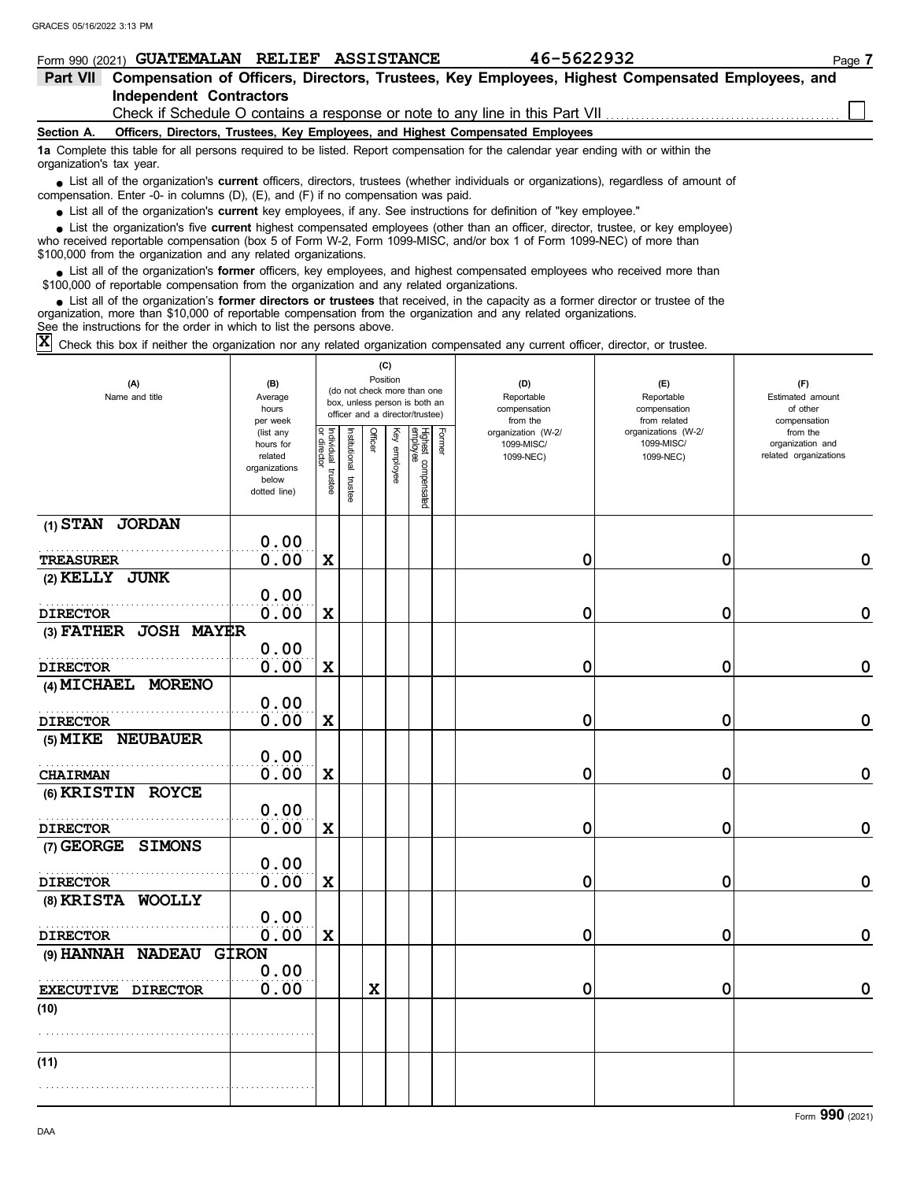Form 990 (2021) **GUATEMALAN RELIEF ASSISTANCE** **46-5622932**

## Part VII Compensation of Officers, Directors, Trustees, Key Employees, Highest Compensated Employees, and Independent Contractors

Check if Schedule O contains a response or note to any line in this Part VII ☐

### Section A. Officers, Directors, Trustees, Key Employees, and Highest Compensated Employees

**1a** Complete this table for all persons required to be listed. Report compensation for the calendar year ending with or within the organization's tax year.

- List all of the organization's **current** officers, directors, trustees (whether individuals or organizations), regardless of amount of compensation. Enter -0- in columns (D), (E), and (F) if no compensation was paid.
- List all of the organization's **current** key employees, if any. See instructions for definition of "key employee."
- List the organization's five **current** highest compensated employees (other than an officer, director, trustee, or key employee) who received reportable compensation (box 5 of Form W-2, Form 1099-MISC, and/or box 1 of Form 1099-NEC) of more than $100,000 from the organization and any related organizations.
- List all of the organization's **former** officers, key employees, and highest compensated employees who received more than $100,000 of reportable compensation from the organization and any related organizations.
- List all of the organization's **former directors or trustees** that received, in the capacity as a former director or trustee of the organization, more than $10,000 of reportable compensation from the organization and any related organizations.

See the instructions for the order in which to list the persons above.

**X** Check this box if neither the organization nor any related organization compensated any current officer, director, or trustee.

| (A) Name and title | (B) Average hours per week (list any hours for related organizations below dotted line) | (C) Position (do not check more than one box, unless person is both an officer and a director/trustee) | | | | | | (D) Reportable compensation from the organization (W-2/ 1099-MISC/ 1099-NEC) | (E) Reportable compensation from related organizations (W-2/ 1099-MISC/ 1099-NEC) | (F) Estimated amount of other compensation from the organization and related organizations |
|---|---|---|---|---|---|---|---|---|---|---|
| | | Individual trustee or director | Institutional trustee | Officer | Key employee | Highest compensated employee | Former | | | |
| (1) STAN JORDAN<br>TREASURER | 0.00<br>0.00 | X | | | | | | 0 | 0 | 0 |
| (2) KELLY JUNK<br>DIRECTOR | 0.00<br>0.00 | X | | | | | | 0 | 0 | 0 |
| (3) FATHER JOSH MAYER<br>DIRECTOR | 0.00<br>0.00 | X | | | | | | 0 | 0 | 0 |
| (4) MICHAEL MORENO<br>DIRECTOR | 0.00<br>0.00 | X | | | | | | 0 | 0 | 0 |
| (5) MIKE NEUBAUER<br>CHAIRMAN | 0.00<br>0.00 | X | | | | | | 0 | 0 | 0 |
| (6) KRISTIN ROYCE<br>DIRECTOR | 0.00<br>0.00 | X | | | | | | 0 | 0 | 0 |
| (7) GEORGE SIMONS<br>DIRECTOR | 0.00<br>0.00 | X | | | | | | 0 | 0 | 0 |
| (8) KRISTA WOOLLY<br>DIRECTOR | 0.00<br>0.00 | X | | | | | | 0 | 0 | 0 |
| (9) HANNAH NADEAU GIRON<br>EXECUTIVE DIRECTOR | 0.00<br>0.00 | | | X | | | | 0 | 0 | 0 |
| (10) | | | | | | | | | | |
| (11) | | | | | | | | | | |

Form **990** (2021)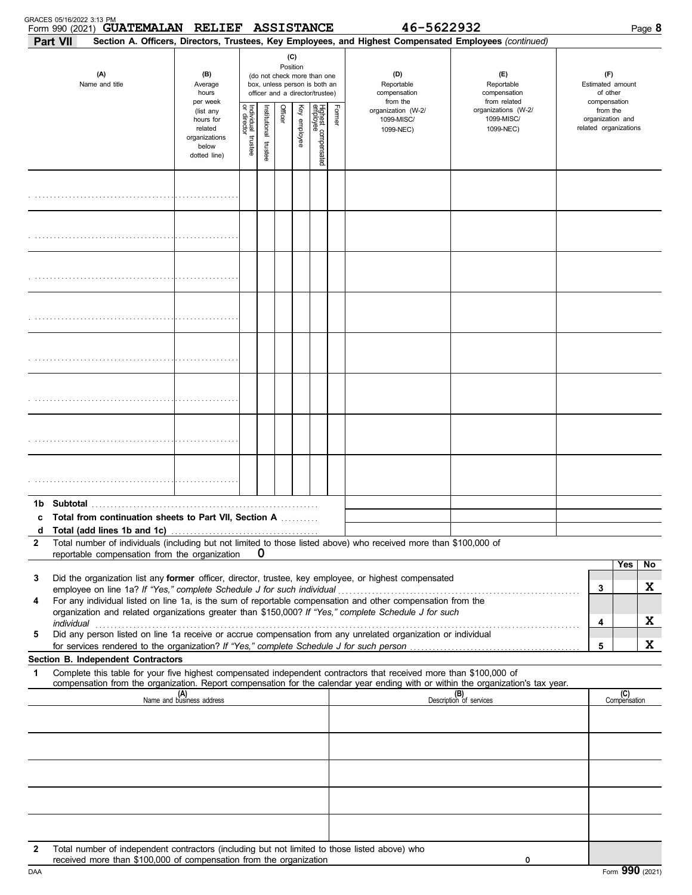Form 990 (2021) **GUATEMALAN RELIEF ASSISTANCE** **46-5622932**

**Part VII** **Section A. Officers, Directors, Trustees, Key Employees, and Highest Compensated Employees** *(continued)*

| (A) Name and title | (B) Average hours per week (list any hours for related organizations below dotted line) | (C) Position: Individual trustee or director | Institutional trustee | Officer | Key employee | Highest compensated employee | Former | (D) Reportable compensation from the organization (W-2/ 1099-MISC/ 1099-NEC) | (E) Reportable compensation from related organizations (W-2/ 1099-MISC/ 1099-NEC) | (F) Estimated amount of other compensation from the organization and related organizations |
|---|---|---|---|---|---|---|---|---|---|---|
| | | | | | | | | | | |
| | | | | | | | | | | |
| | | | | | | | | | | |
| | | | | | | | | | | |
| | | | | | | | | | | |
| | | | | | | | | | | |
| | | | | | | | | | | |
| | | | | | | | | | | |
| **1b Subtotal** | | | | | | | | | | |
| **c Total from continuation sheets to Part VII, Section A** | | | | | | | | | | |
| **d Total (add lines 1b and 1c)** | | | | | | | | | | |

**2** Total number of individuals (including but not limited to those listed above) who received more than $100,000 of reportable compensation from the organization **0**

| | | | Yes | No |
|---|---|---|---|---|
| **3** | Did the organization list any **former** officer, director, trustee, key employee, or highest compensated employee on line 1a? *If "Yes," complete Schedule J for such individual* | 3 | | X |
| **4** | For any individual listed on line 1a, is the sum of reportable compensation and other compensation from the organization and related organizations greater than $150,000? *If "Yes," complete Schedule J for such individual* | 4 | | X |
| **5** | Did any person listed on line 1a receive or accrue compensation from any unrelated organization or individual for services rendered to the organization? *If "Yes," complete Schedule J for such person* | 5 | | X |

**Section B. Independent Contractors**

**1** Complete this table for your five highest compensated independent contractors that received more than $100,000 of compensation from the organization. Report compensation for the calendar year ending with or within the organization's tax year.

| (A) Name and business address | (B) Description of services | (C) Compensation |
|---|---|---|
| | | |
| | | |
| | | |
| | | |
| | | |

**2** Total number of independent contractors (including but not limited to those listed above) who received more than $100,000 of compensation from the organization **0**

Form **990** (2021)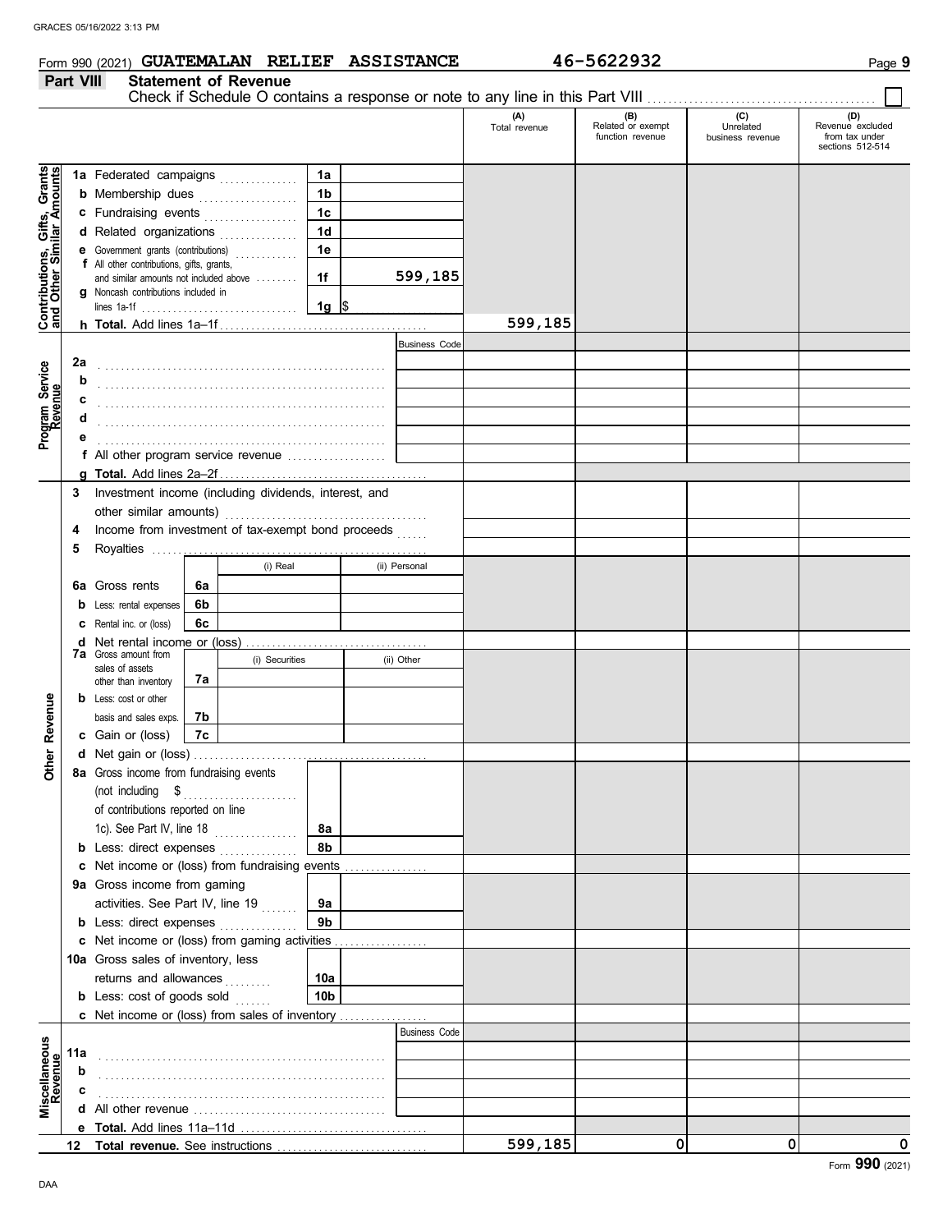Form 990 (2021) **GUATEMALAN RELIEF ASSISTANCE** 46-5622932 Page **9**

## Part VIII Statement of Revenue

Check if Schedule O contains a response or note to any line in this Part VIII ☐

| | | | (A) Total revenue | (B) Related or exempt function revenue | (C) Unrelated business revenue | (D) Revenue excluded from tax under sections 512-514 |
|---|---|---|---|---|---|---|
| **Contributions, Gifts, Grants and Other Similar Amounts** | 1a Federated campaigns | 1a | | | | |
| | b Membership dues | 1b | | | | |
| | c Fundraising events | 1c | | | | |
| | d Related organizations | 1d | | | | |
| | e Government grants (contributions) | 1e | | | | |
| | f All other contributions, gifts, grants, and similar amounts not included above | 1f 599,185 | | | | |
| | g Noncash contributions included in lines 1a-1f | 1g $ | | | | |
| | h **Total.** Add lines 1a–1f | | 599,185 | | | |
| **Program Service Revenue** | | Business Code | | | | |
| | 2a | | | | | |
| | b | | | | | |
| | c | | | | | |
| | d | | | | | |
| | e | | | | | |
| | f All other program service revenue | | | | | |
| | g **Total.** Add lines 2a–2f | | | | | |
| **Other Revenue** | 3 Investment income (including dividends, interest, and other similar amounts) | | | | | |
| | 4 Income from investment of tax-exempt bond proceeds | | | | | |
| | 5 Royalties | | | | | |
| | | (i) Real / (ii) Personal | | | | |
| | 6a Gross rents | 6a | | | | |
| | b Less: rental expenses | 6b | | | | |
| | c Rental inc. or (loss) | 6c | | | | |
| | d Net rental income or (loss) | | | | | |
| | | (i) Securities / (ii) Other | | | | |
| | 7a Gross amount from sales of assets other than inventory | 7a | | | | |
| | b Less: cost or other basis and sales exps. | 7b | | | | |
| | c Gain or (loss) | 7c | | | | |
| | d Net gain or (loss) | | | | | |
| | 8a Gross income from fundraising events (not including $ of contributions reported on line 1c). See Part IV, line 18 | 8a | | | | |
| | b Less: direct expenses | 8b | | | | |
| | c Net income or (loss) from fundraising events | | | | | |
| | 9a Gross income from gaming activities. See Part IV, line 19 | 9a | | | | |
| | b Less: direct expenses | 9b | | | | |
| | c Net income or (loss) from gaming activities | | | | | |
| | 10a Gross sales of inventory, less returns and allowances | 10a | | | | |
| | b Less: cost of goods sold | 10b | | | | |
| | c Net income or (loss) from sales of inventory | | | | | |
| **Miscellaneous Revenue** | | Business Code | | | | |
| | 11a | | | | | |
| | b | | | | | |
| | c | | | | | |
| | d All other revenue | | | | | |
| | e **Total.** Add lines 11a–11d | | | | | |
| | 12 **Total revenue.** See instructions | | 599,185 | 0 | 0 | 0 |

Form **990** (2021)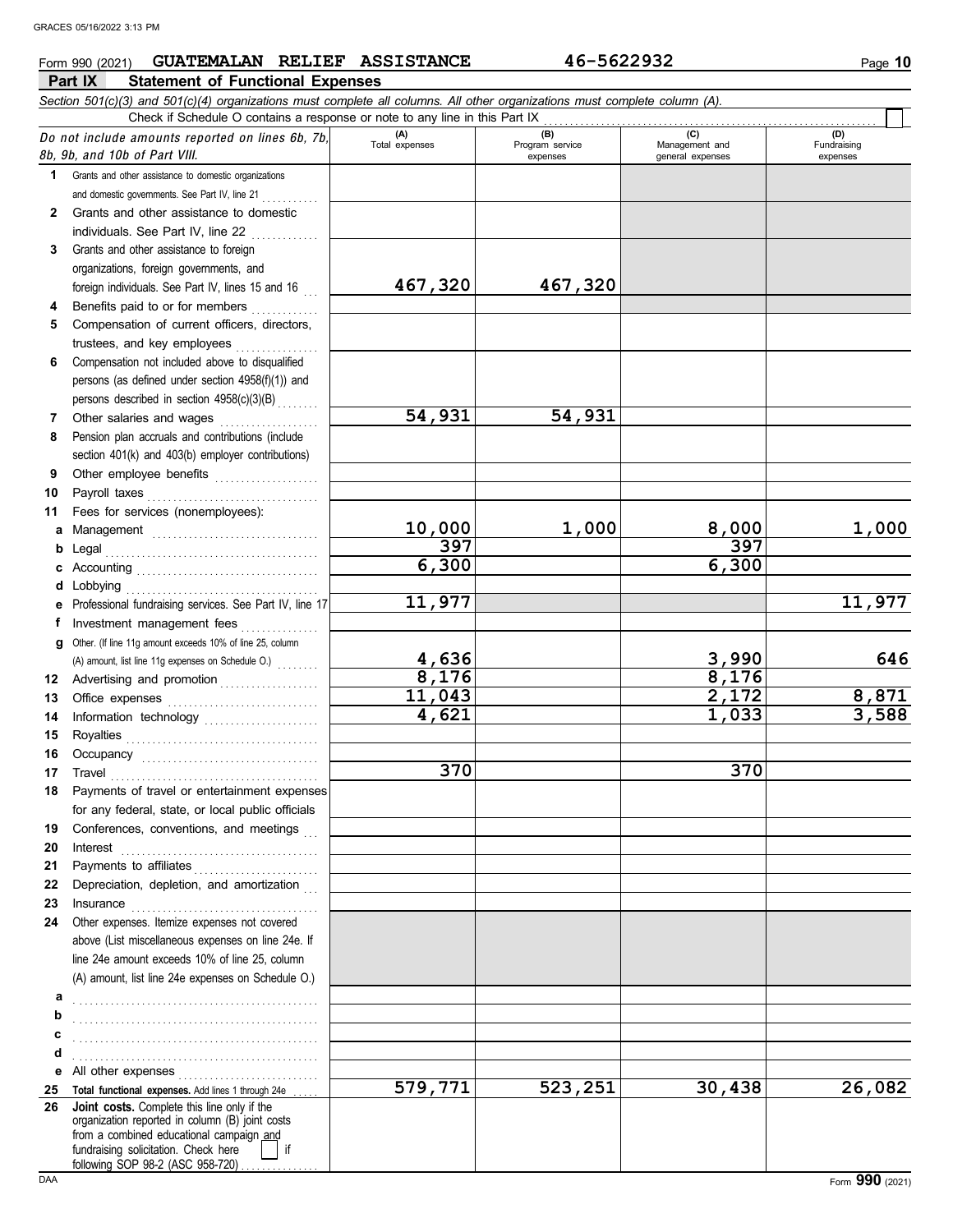Form 990 (2021) **GUATEMALAN RELIEF ASSISTANCE** **46-5622932**

## Part IX Statement of Functional Expenses

*Section 501(c)(3) and 501(c)(4) organizations must complete all columns. All other organizations must complete column (A).*

Check if Schedule O contains a response or note to any line in this Part IX

| *Do not include amounts reported on lines 6b, 7b, 8b, 9b, and 10b of Part VIII.* | (A) Total expenses | (B) Program service expenses | (C) Management and general expenses | (D) Fundraising expenses |
|---|---|---|---|---|
| **1** Grants and other assistance to domestic organizations and domestic governments. See Part IV, line 21 | | | | |
| **2** Grants and other assistance to domestic individuals. See Part IV, line 22 | | | | |
| **3** Grants and other assistance to foreign organizations, foreign governments, and foreign individuals. See Part IV, lines 15 and 16 | 467,320 | 467,320 | | |
| **4** Benefits paid to or for members | | | | |
| **5** Compensation of current officers, directors, trustees, and key employees | | | | |
| **6** Compensation not included above to disqualified persons (as defined under section 4958(f)(1)) and persons described in section 4958(c)(3)(B) | | | | |
| **7** Other salaries and wages | 54,931 | 54,931 | | |
| **8** Pension plan accruals and contributions (include section 401(k) and 403(b) employer contributions) | | | | |
| **9** Other employee benefits | | | | |
| **10** Payroll taxes | | | | |
| **11** Fees for services (nonemployees): | | | | |
| **a** Management | 10,000 | 1,000 | 8,000 | 1,000 |
| **b** Legal | 397 | | 397 | |
| **c** Accounting | 6,300 | | 6,300 | |
| **d** Lobbying | | | | |
| **e** Professional fundraising services. See Part IV, line 17 | 11,977 | | | 11,977 |
| **f** Investment management fees | | | | |
| **g** Other. (If line 11g amount exceeds 10% of line 25, column (A) amount, list line 11g expenses on Schedule O.) | 4,636 | | 3,990 | 646 |
| **12** Advertising and promotion | 8,176 | | 8,176 | |
| **13** Office expenses | 11,043 | | 2,172 | 8,871 |
| **14** Information technology | 4,621 | | 1,033 | 3,588 |
| **15** Royalties | | | | |
| **16** Occupancy | | | | |
| **17** Travel | 370 | | 370 | |
| **18** Payments of travel or entertainment expenses for any federal, state, or local public officials | | | | |
| **19** Conferences, conventions, and meetings | | | | |
| **20** Interest | | | | |
| **21** Payments to affiliates | | | | |
| **22** Depreciation, depletion, and amortization | | | | |
| **23** Insurance | | | | |
| **24** Other expenses. Itemize expenses not covered above (List miscellaneous expenses on line 24e. If line 24e amount exceeds 10% of line 25, column (A) amount, list line 24e expenses on Schedule O.) | | | | |
| **a** | | | | |
| **b** | | | | |
| **c** | | | | |
| **d** | | | | |
| **e** All other expenses | | | | |
| **25** **Total functional expenses.** Add lines 1 through 24e | 579,771 | 523,251 | 30,438 | 26,082 |
| **26** **Joint costs.** Complete this line only if the organization reported in column (B) joint costs from a combined educational campaign and fundraising solicitation. Check here [ ] if following SOP 98-2 (ASC 958-720) | | | | |

Form **990** (2021)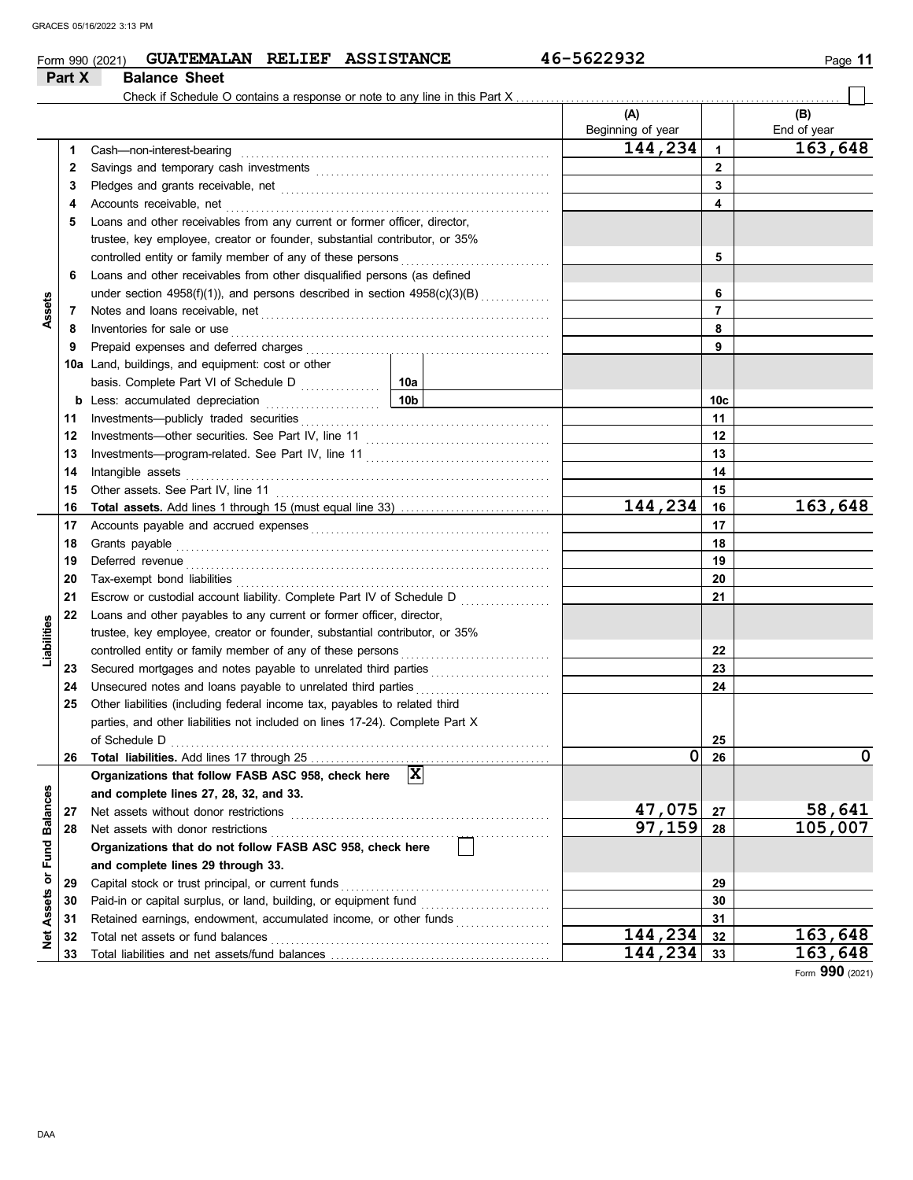Form 990 (2021) **GUATEMALAN RELIEF ASSISTANCE** 46-5622932

## Part X Balance Sheet

Check if Schedule O contains a response or note to any line in this Part X

| | | | | (A) Beginning of year | | (B) End of year |
|---|---|---|---|---|---|---|
| **Assets** | 1 | Cash—non-interest-bearing | | 144,234 | 1 | 163,648 |
| | 2 | Savings and temporary cash investments | | | 2 | |
| | 3 | Pledges and grants receivable, net | | | 3 | |
| | 4 | Accounts receivable, net | | | 4 | |
| | 5 | Loans and other receivables from any current or former officer, director, trustee, key employee, creator or founder, substantial contributor, or 35% controlled entity or family member of any of these persons | | | 5 | |
| | 6 | Loans and other receivables from other disqualified persons (as defined under section 4958(f)(1)), and persons described in section 4958(c)(3)(B) | | | 6 | |
| | 7 | Notes and loans receivable, net | | | 7 | |
| | 8 | Inventories for sale or use | | | 8 | |
| | 9 | Prepaid expenses and deferred charges | | | 9 | |
| | 10a | Land, buildings, and equipment: cost or other basis. Complete Part VI of Schedule D | 10a | | | |
| | b | Less: accumulated depreciation | 10b | | 10c | |
| | 11 | Investments—publicly traded securities | | | 11 | |
| | 12 | Investments—other securities. See Part IV, line 11 | | | 12 | |
| | 13 | Investments—program-related. See Part IV, line 11 | | | 13 | |
| | 14 | Intangible assets | | | 14 | |
| | 15 | Other assets. See Part IV, line 11 | | | 15 | |
| | 16 | **Total assets.** Add lines 1 through 15 (must equal line 33) | | 144,234 | 16 | 163,648 |
| **Liabilities** | 17 | Accounts payable and accrued expenses | | | 17 | |
| | 18 | Grants payable | | | 18 | |
| | 19 | Deferred revenue | | | 19 | |
| | 20 | Tax-exempt bond liabilities | | | 20 | |
| | 21 | Escrow or custodial account liability. Complete Part IV of Schedule D | | | 21 | |
| | 22 | Loans and other payables to any current or former officer, director, trustee, key employee, creator or founder, substantial contributor, or 35% controlled entity or family member of any of these persons | | | 22 | |
| | 23 | Secured mortgages and notes payable to unrelated third parties | | | 23 | |
| | 24 | Unsecured notes and loans payable to unrelated third parties | | | 24 | |
| | 25 | Other liabilities (including federal income tax, payables to related third parties, and other liabilities not included on lines 17-24). Complete Part X of Schedule D | | | 25 | |
| | 26 | **Total liabilities.** Add lines 17 through 25 | | 0 | 26 | 0 |
| **Net Assets or Fund Balances** | | **Organizations that follow FASB ASC 958, check here** [X] **and complete lines 27, 28, 32, and 33.** | | | | |
| | 27 | Net assets without donor restrictions | | 47,075 | 27 | 58,641 |
| | 28 | Net assets with donor restrictions | | 97,159 | 28 | 105,007 |
| | | **Organizations that do not follow FASB ASC 958, check here** [ ] **and complete lines 29 through 33.** | | | | |
| | 29 | Capital stock or trust principal, or current funds | | | 29 | |
| | 30 | Paid-in or capital surplus, or land, building, or equipment fund | | | 30 | |
| | 31 | Retained earnings, endowment, accumulated income, or other funds | | | 31 | |
| | 32 | Total net assets or fund balances | | 144,234 | 32 | 163,648 |
| | 33 | Total liabilities and net assets/fund balances | | 144,234 | 33 | 163,648 |

Form **990** (2021)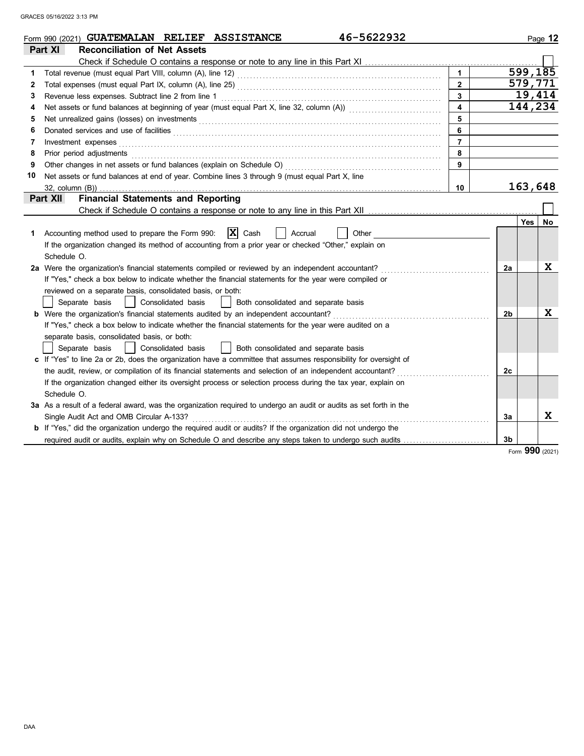Form 990 (2021) **GUATEMALAN RELIEF ASSISTANCE** 46-5622932

## Part XI Reconciliation of Net Assets

Check if Schedule O contains a response or note to any line in this Part XI ☐

| | | | |
|---|---|---|---|
| 1 | Total revenue (must equal Part VIII, column (A), line 12) | 1 | 599,185 |
| 2 | Total expenses (must equal Part IX, column (A), line 25) | 2 | 579,771 |
| 3 | Revenue less expenses. Subtract line 2 from line 1 | 3 | 19,414 |
| 4 | Net assets or fund balances at beginning of year (must equal Part X, line 32, column (A)) | 4 | 144,234 |
| 5 | Net unrealized gains (losses) on investments | 5 | |
| 6 | Donated services and use of facilities | 6 | |
| 7 | Investment expenses | 7 | |
| 8 | Prior period adjustments | 8 | |
| 9 | Other changes in net assets or fund balances (explain on Schedule O) | 9 | |
| 10 | Net assets or fund balances at end of year. Combine lines 3 through 9 (must equal Part X, line 32, column (B)) | 10 | 163,648 |

## Part XII Financial Statements and Reporting

Check if Schedule O contains a response or note to any line in this Part XII ☐

| | | | Yes | No |
|---|---|---|---|---|
| 1 | Accounting method used to prepare the Form 990: ☒ Cash ☐ Accrual ☐ Other<br>If the organization changed its method of accounting from a prior year or checked "Other," explain on Schedule O. | | | |
| 2a | Were the organization's financial statements compiled or reviewed by an independent accountant?<br>If "Yes," check a box below to indicate whether the financial statements for the year were compiled or reviewed on a separate basis, consolidated basis, or both:<br>☐ Separate basis ☐ Consolidated basis ☐ Both consolidated and separate basis | 2a | | X |
| b | Were the organization's financial statements audited by an independent accountant?<br>If "Yes," check a box below to indicate whether the financial statements for the year were audited on a separate basis, consolidated basis, or both:<br>☐ Separate basis ☐ Consolidated basis ☐ Both consolidated and separate basis | 2b | | X |
| c | If "Yes" to line 2a or 2b, does the organization have a committee that assumes responsibility for oversight of the audit, review, or compilation of its financial statements and selection of an independent accountant?<br>If the organization changed either its oversight process or selection process during the tax year, explain on Schedule O. | 2c | | |
| 3a | As a result of a federal award, was the organization required to undergo an audit or audits as set forth in the Single Audit Act and OMB Circular A-133? | 3a | | X |
| b | If "Yes," did the organization undergo the required audit or audits? If the organization did not undergo the required audit or audits, explain why on Schedule O and describe any steps taken to undergo such audits | 3b | | |

Form **990** (2021)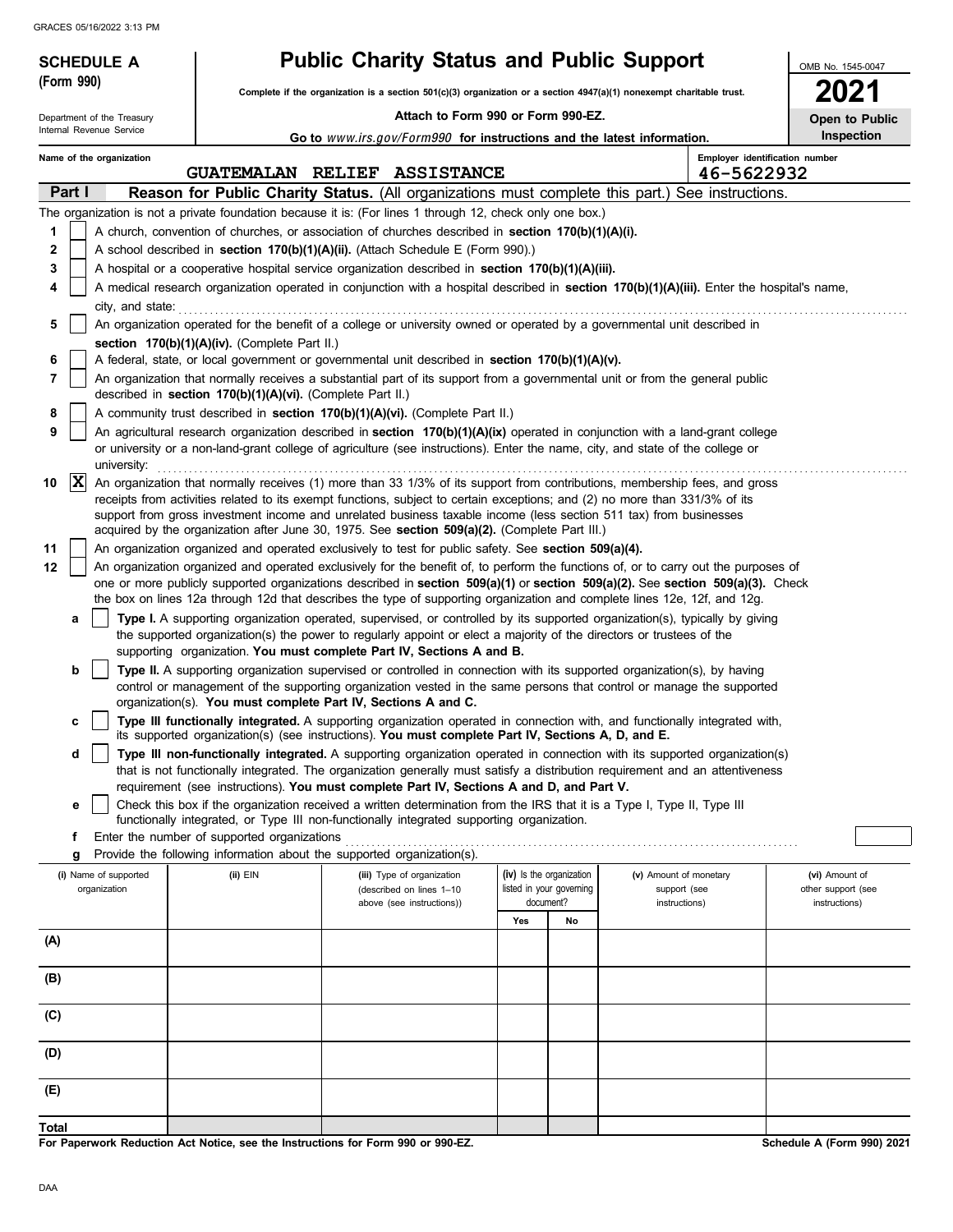GRACES 05/16/2022 3:13 PM

**SCHEDULE A (Form 990)**

Department of the Treasury
Internal Revenue Service

# Public Charity Status and Public Support

**Complete if the organization is a section 501(c)(3) organization or a section 4947(a)(1) nonexempt charitable trust.**

**Attach to Form 990 or Form 990-EZ.**

**Go to *www.irs.gov/Form990* for instructions and the latest information.**

OMB No. 1545-0047

**2021**

**Open to Public Inspection**

**Name of the organization:** GUATEMALAN RELIEF ASSISTANCE

**Employer identification number:** 46-5622932

## Part I — Reason for Public Charity Status. (All organizations must complete this part.) See instructions.

The organization is not a private foundation because it is: (For lines 1 through 12, check only one box.)

1. [ ] A church, convention of churches, or association of churches described in **section 170(b)(1)(A)(i).**
2. [ ] A school described in **section 170(b)(1)(A)(ii).** (Attach Schedule E (Form 990).)
3. [ ] A hospital or a cooperative hospital service organization described in **section 170(b)(1)(A)(iii).**
4. [ ] A medical research organization operated in conjunction with a hospital described in **section 170(b)(1)(A)(iii).** Enter the hospital's name, city, and state:
5. [ ] An organization operated for the benefit of a college or university owned or operated by a governmental unit described in **section 170(b)(1)(A)(iv).** (Complete Part II.)
6. [ ] A federal, state, or local government or governmental unit described in **section 170(b)(1)(A)(v).**
7. [ ] An organization that normally receives a substantial part of its support from a governmental unit or from the general public described in **section 170(b)(1)(A)(vi).** (Complete Part II.)
8. [ ] A community trust described in **section 170(b)(1)(A)(vi).** (Complete Part II.)
9. [ ] An agricultural research organization described in **section 170(b)(1)(A)(ix)** operated in conjunction with a land-grant college or university or a non-land-grant college of agriculture (see instructions). Enter the name, city, and state of the college or university:
10. [X] An organization that normally receives (1) more than 33 1/3% of its support from contributions, membership fees, and gross receipts from activities related to its exempt functions, subject to certain exceptions; and (2) no more than 331/3% of its support from gross investment income and unrelated business taxable income (less section 511 tax) from businesses acquired by the organization after June 30, 1975. See **section 509(a)(2).** (Complete Part III.)
11. [ ] An organization organized and operated exclusively to test for public safety. See **section 509(a)(4).**
12. [ ] An organization organized and operated exclusively for the benefit of, to perform the functions of, or to carry out the purposes of one or more publicly supported organizations described in **section 509(a)(1)** or **section 509(a)(2).** See **section 509(a)(3).** Check the box on lines 12a through 12d that describes the type of supporting organization and complete lines 12e, 12f, and 12g.
    - **a** [ ] **Type I.** A supporting organization operated, supervised, or controlled by its supported organization(s), typically by giving the supported organization(s) the power to regularly appoint or elect a majority of the directors or trustees of the supporting organization. **You must complete Part IV, Sections A and B.**
    - **b** [ ] **Type II.** A supporting organization supervised or controlled in connection with its supported organization(s), by having control or management of the supporting organization vested in the same persons that control or manage the supported organization(s). **You must complete Part IV, Sections A and C.**
    - **c** [ ] **Type III functionally integrated.** A supporting organization operated in connection with, and functionally integrated with, its supported organization(s) (see instructions). **You must complete Part IV, Sections A, D, and E.**
    - **d** [ ] **Type III non-functionally integrated.** A supporting organization operated in connection with its supported organization(s) that is not functionally integrated. The organization generally must satisfy a distribution requirement and an attentiveness requirement (see instructions). **You must complete Part IV, Sections A and D, and Part V.**
    - **e** [ ] Check this box if the organization received a written determination from the IRS that it is a Type I, Type II, Type III functionally integrated, or Type III non-functionally integrated supporting organization.
    - **f** Enter the number of supported organizations
    - **g** Provide the following information about the supported organization(s).

| | (i) Name of supported organization | (ii) EIN | (iii) Type of organization (described on lines 1–10 above (see instructions)) | (iv) Is the organization listed in your governing document? Yes | No | (v) Amount of monetary support (see instructions) | (vi) Amount of other support (see instructions) |
|---|---|---|---|---|---|---|---|
| (A) | | | | | | | |
| (B) | | | | | | | |
| (C) | | | | | | | |
| (D) | | | | | | | |
| (E) | | | | | | | |
| **Total** | | | | | | | |

**For Paperwork Reduction Act Notice, see the Instructions for Form 990 or 990-EZ.**

**Schedule A (Form 990) 2021**

DAA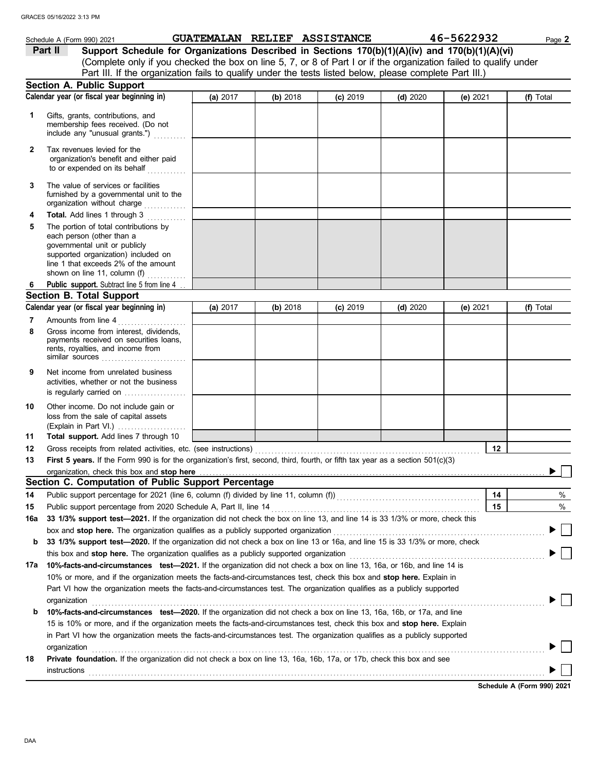Schedule A (Form 990) 2021 GUATEMALAN RELIEF ASSISTANCE 46-5622932

**Part II** **Support Schedule for Organizations Described in Sections 170(b)(1)(A)(iv) and 170(b)(1)(A)(vi)**
(Complete only if you checked the box on line 5, 7, or 8 of Part I or if the organization failed to qualify under Part III. If the organization fails to qualify under the tests listed below, please complete Part III.)

## Section A. Public Support

| Calendar year (or fiscal year beginning in) | (a) 2017 | (b) 2018 | (c) 2019 | (d) 2020 | (e) 2021 | (f) Total |
|---|---|---|---|---|---|---|
| 1 Gifts, grants, contributions, and membership fees received. (Do not include any "unusual grants.") | | | | | | |
| 2 Tax revenues levied for the organization's benefit and either paid to or expended on its behalf | | | | | | |
| 3 The value of services or facilities furnished by a governmental unit to the organization without charge | | | | | | |
| 4 **Total.** Add lines 1 through 3 | | | | | | |
| 5 The portion of total contributions by each person (other than a governmental unit or publicly supported organization) included on line 1 that exceeds 2% of the amount shown on line 11, column (f) | | | | | | |
| 6 **Public support.** Subtract line 5 from line 4 | | | | | | |

## Section B. Total Support

| Calendar year (or fiscal year beginning in) | (a) 2017 | (b) 2018 | (c) 2019 | (d) 2020 | (e) 2021 | (f) Total |
|---|---|---|---|---|---|---|
| 7 Amounts from line 4 | | | | | | |
| 8 Gross income from interest, dividends, payments received on securities loans, rents, royalties, and income from similar sources | | | | | | |
| 9 Net income from unrelated business activities, whether or not the business is regularly carried on | | | | | | |
| 10 Other income. Do not include gain or loss from the sale of capital assets (Explain in Part VI.) | | | | | | |
| 11 **Total support.** Add lines 7 through 10 | | | | | | |

12 Gross receipts from related activities, etc. (see instructions) | 12 |

13 **First 5 years.** If the Form 990 is for the organization's first, second, third, fourth, or fifth tax year as a section 501(c)(3) organization, check this box and **stop here** ▶ ☐

## Section C. Computation of Public Support Percentage

14 Public support percentage for 2021 (line 6, column (f) divided by line 11, column (f)) | 14 | %

15 Public support percentage from 2020 Schedule A, Part II, line 14 | 15 | %

16a **33 1/3% support test—2021.** If the organization did not check the box on line 13, and line 14 is 33 1/3% or more, check this box and **stop here.** The organization qualifies as a publicly supported organization ▶ ☐

b **33 1/3% support test—2020.** If the organization did not check a box on line 13 or 16a, and line 15 is 33 1/3% or more, check this box and **stop here.** The organization qualifies as a publicly supported organization ▶ ☐

17a **10%-facts-and-circumstances test—2021.** If the organization did not check a box on line 13, 16a, or 16b, and line 14 is 10% or more, and if the organization meets the facts-and-circumstances test, check this box and **stop here.** Explain in Part VI how the organization meets the facts-and-circumstances test. The organization qualifies as a publicly supported organization ▶ ☐

b **10%-facts-and-circumstances test—2020.** If the organization did not check a box on line 13, 16a, 16b, or 17a, and line 15 is 10% or more, and if the organization meets the facts-and-circumstances test, check this box and **stop here.** Explain in Part VI how the organization meets the facts-and-circumstances test. The organization qualifies as a publicly supported organization ▶ ☐

18 **Private foundation.** If the organization did not check a box on line 13, 16a, 16b, 17a, or 17b, check this box and see instructions ▶ ☐

**Schedule A (Form 990) 2021**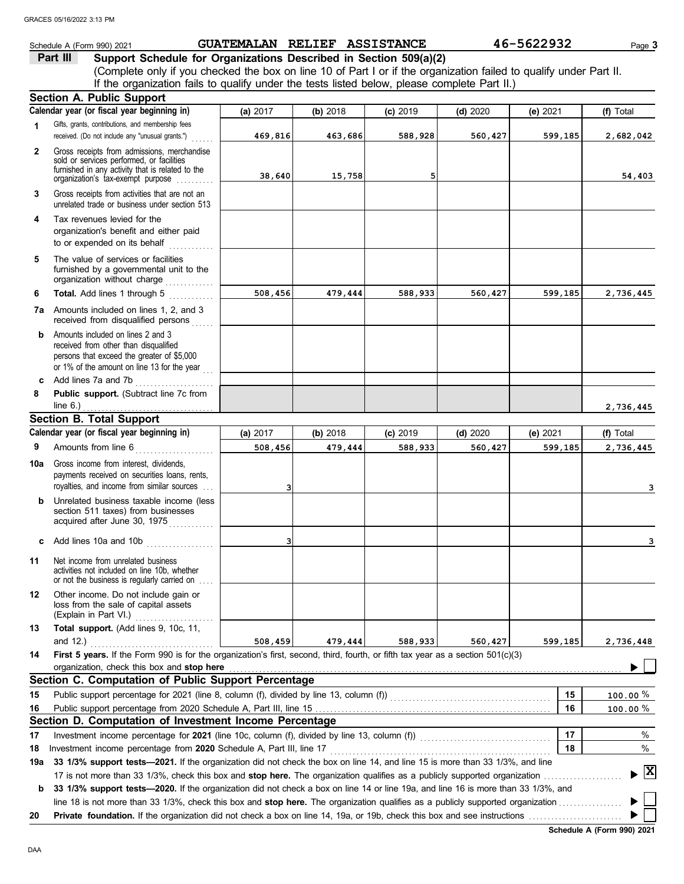Schedule A (Form 990) 2021 **GUATEMALAN RELIEF ASSISTANCE** **46-5622932**

## Part III Support Schedule for Organizations Described in Section 509(a)(2)

(Complete only if you checked the box on line 10 of Part I or if the organization failed to qualify under Part II. If the organization fails to qualify under the tests listed below, please complete Part II.)

### Section A. Public Support

| Calendar year (or fiscal year beginning in) | (a) 2017 | (b) 2018 | (c) 2019 | (d) 2020 | (e) 2021 | (f) Total |
|---|---|---|---|---|---|---|
| **1** Gifts, grants, contributions, and membership fees received. (Do not include any "unusual grants.") | 469,816 | 463,686 | 588,928 | 560,427 | 599,185 | 2,682,042 |
| **2** Gross receipts from admissions, merchandise sold or services performed, or facilities furnished in any activity that is related to the organization's tax-exempt purpose | 38,640 | 15,758 | 5 | | | 54,403 |
| **3** Gross receipts from activities that are not an unrelated trade or business under section 513 | | | | | | |
| **4** Tax revenues levied for the organization's benefit and either paid to or expended on its behalf | | | | | | |
| **5** The value of services or facilities furnished by a governmental unit to the organization without charge | | | | | | |
| **6** **Total.** Add lines 1 through 5 | 508,456 | 479,444 | 588,933 | 560,427 | 599,185 | 2,736,445 |
| **7a** Amounts included on lines 1, 2, and 3 received from disqualified persons | | | | | | |
| **b** Amounts included on lines 2 and 3 received from other than disqualified persons that exceed the greater of $5,000 or 1% of the amount on line 13 for the year | | | | | | |
| **c** Add lines 7a and 7b | | | | | | |
| **8** **Public support.** (Subtract line 7c from line 6.) | | | | | | 2,736,445 |

### Section B. Total Support

| Calendar year (or fiscal year beginning in) | (a) 2017 | (b) 2018 | (c) 2019 | (d) 2020 | (e) 2021 | (f) Total |
|---|---|---|---|---|---|---|
| **9** Amounts from line 6 | 508,456 | 479,444 | 588,933 | 560,427 | 599,185 | 2,736,445 |
| **10a** Gross income from interest, dividends, payments received on securities loans, rents, royalties, and income from similar sources | 3 | | | | | 3 |
| **b** Unrelated business taxable income (less section 511 taxes) from businesses acquired after June 30, 1975 | | | | | | |
| **c** Add lines 10a and 10b | 3 | | | | | 3 |
| **11** Net income from unrelated business activities not included on line 10b, whether or not the business is regularly carried on | | | | | | |
| **12** Other income. Do not include gain or loss from the sale of capital assets (Explain in Part VI.) | | | | | | |
| **13** **Total support.** (Add lines 9, 10c, 11, and 12.) | 508,459 | 479,444 | 588,933 | 560,427 | 599,185 | 2,736,448 |

**14** **First 5 years.** If the Form 990 is for the organization's first, second, third, fourth, or fifth tax year as a section 501(c)(3) organization, check this box and **stop here** ☐

### Section C. Computation of Public Support Percentage

| | | | |
|---|---|---|---|
| **15** | Public support percentage for 2021 (line 8, column (f), divided by line 13, column (f)) | 15 | 100.00 % |
| **16** | Public support percentage from 2020 Schedule A, Part III, line 15 | 16 | 100.00 % |

### Section D. Computation of Investment Income Percentage

| | | | |
|---|---|---|---|
| **17** | Investment income percentage for **2021** (line 10c, column (f), divided by line 13, column (f)) | 17 | % |
| **18** | Investment income percentage from **2020** Schedule A, Part III, line 17 | 18 | % |

**19a** **33 1/3% support tests—2021.** If the organization did not check the box on line 14, and line 15 is more than 33 1/3%, and line 17 is not more than 33 1/3%, check this box and **stop here.** The organization qualifies as a publicly supported organization ☒

**b** **33 1/3% support tests—2020.** If the organization did not check a box on line 14 or line 19a, and line 16 is more than 33 1/3%, and line 18 is not more than 33 1/3%, check this box and **stop here.** The organization qualifies as a publicly supported organization ☐

**20** **Private foundation.** If the organization did not check a box on line 14, 19a, or 19b, check this box and see instructions ☐

**Schedule A (Form 990) 2021**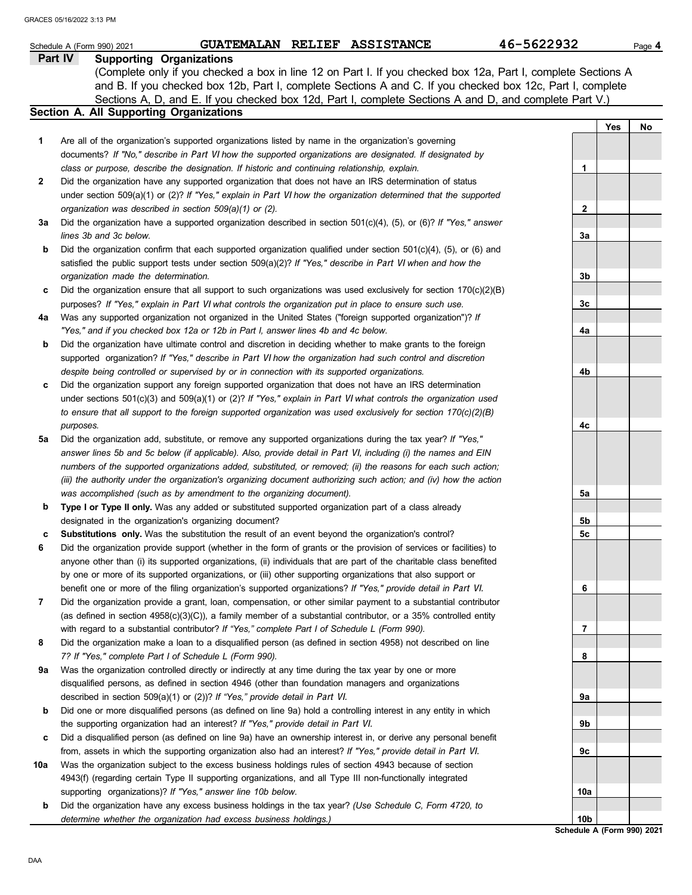Schedule A (Form 990) 2021 **GUATEMALAN RELIEF ASSISTANCE** **46-5622932**

## Part IV Supporting Organizations

(Complete only if you checked a box in line 12 on Part I. If you checked box 12a, Part I, complete Sections A and B. If you checked box 12b, Part I, complete Sections A and C. If you checked box 12c, Part I, complete Sections A, D, and E. If you checked box 12d, Part I, complete Sections A and D, and complete Part V.)

### Section A. All Supporting Organizations

| | | | Yes | No |
|---|---|---|---|---|
| **1** | Are all of the organization's supported organizations listed by name in the organization's governing documents? *If "No," describe in Part VI how the supported organizations are designated. If designated by class or purpose, describe the designation. If historic and continuing relationship, explain.* | 1 | | |
| **2** | Did the organization have any supported organization that does not have an IRS determination of status under section 509(a)(1) or (2)? *If "Yes," explain in Part VI how the organization determined that the supported organization was described in section 509(a)(1) or (2).* | 2 | | |
| **3a** | Did the organization have a supported organization described in section 501(c)(4), (5), or (6)? *If "Yes," answer lines 3b and 3c below.* | 3a | | |
| **b** | Did the organization confirm that each supported organization qualified under section 501(c)(4), (5), or (6) and satisfied the public support tests under section 509(a)(2)? *If "Yes," describe in Part VI when and how the organization made the determination.* | 3b | | |
| **c** | Did the organization ensure that all support to such organizations was used exclusively for section 170(c)(2)(B) purposes? *If "Yes," explain in Part VI what controls the organization put in place to ensure such use.* | 3c | | |
| **4a** | Was any supported organization not organized in the United States ("foreign supported organization")? *If "Yes," and if you checked box 12a or 12b in Part I, answer lines 4b and 4c below.* | 4a | | |
| **b** | Did the organization have ultimate control and discretion in deciding whether to make grants to the foreign supported organization? *If "Yes," describe in Part VI how the organization had such control and discretion despite being controlled or supervised by or in connection with its supported organizations.* | 4b | | |
| **c** | Did the organization support any foreign supported organization that does not have an IRS determination under sections 501(c)(3) and 509(a)(1) or (2)? *If "Yes," explain in Part VI what controls the organization used to ensure that all support to the foreign supported organization was used exclusively for section 170(c)(2)(B) purposes.* | 4c | | |
| **5a** | Did the organization add, substitute, or remove any supported organizations during the tax year? *If "Yes," answer lines 5b and 5c below (if applicable). Also, provide detail in Part VI, including (i) the names and EIN numbers of the supported organizations added, substituted, or removed; (ii) the reasons for each such action; (iii) the authority under the organization's organizing document authorizing such action; and (iv) how the action was accomplished (such as by amendment to the organizing document).* | 5a | | |
| **b** | **Type I or Type II only.** Was any added or substituted supported organization part of a class already designated in the organization's organizing document? | 5b | | |
| **c** | **Substitutions only.** Was the substitution the result of an event beyond the organization's control? | 5c | | |
| **6** | Did the organization provide support (whether in the form of grants or the provision of services or facilities) to anyone other than (i) its supported organizations, (ii) individuals that are part of the charitable class benefited by one or more of its supported organizations, or (iii) other supporting organizations that also support or benefit one or more of the filing organization's supported organizations? *If "Yes," provide detail in Part VI.* | 6 | | |
| **7** | Did the organization provide a grant, loan, compensation, or other similar payment to a substantial contributor (as defined in section 4958(c)(3)(C)), a family member of a substantial contributor, or a 35% controlled entity with regard to a substantial contributor? *If "Yes," complete Part I of Schedule L (Form 990).* | 7 | | |
| **8** | Did the organization make a loan to a disqualified person (as defined in section 4958) not described on line 7? *If "Yes," complete Part I of Schedule L (Form 990).* | 8 | | |
| **9a** | Was the organization controlled directly or indirectly at any time during the tax year by one or more disqualified persons, as defined in section 4946 (other than foundation managers and organizations described in section 509(a)(1) or (2))? *If "Yes," provide detail in Part VI.* | 9a | | |
| **b** | Did one or more disqualified persons (as defined on line 9a) hold a controlling interest in any entity in which the supporting organization had an interest? *If "Yes," provide detail in Part VI.* | 9b | | |
| **c** | Did a disqualified person (as defined on line 9a) have an ownership interest in, or derive any personal benefit from, assets in which the supporting organization also had an interest? *If "Yes," provide detail in Part VI.* | 9c | | |
| **10a** | Was the organization subject to the excess business holdings rules of section 4943 because of section 4943(f) (regarding certain Type II supporting organizations, and all Type III non-functionally integrated supporting organizations)? *If "Yes," answer line 10b below.* | 10a | | |
| **b** | Did the organization have any excess business holdings in the tax year? *(Use Schedule C, Form 4720, to determine whether the organization had excess business holdings.)* | 10b | | |

**Schedule A (Form 990) 2021**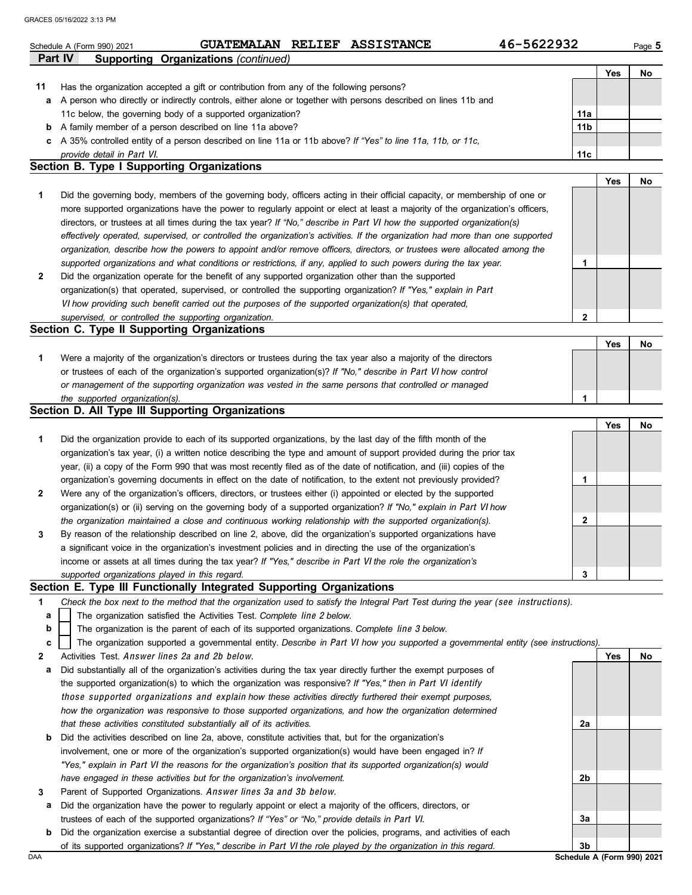Schedule A (Form 990) 2021 GUATEMALAN RELIEF ASSISTANCE 46-5622932

## Part IV Supporting Organizations *(continued)*

| | | | Yes | No |
|---|---|---|---|---|
| 11 | Has the organization accepted a gift or contribution from any of the following persons? | | | |
| a | A person who directly or indirectly controls, either alone or together with persons described on lines 11b and 11c below, the governing body of a supported organization? | 11a | | |
| b | A family member of a person described on line 11a above? | 11b | | |
| c | A 35% controlled entity of a person described on line 11a or 11b above? *If "Yes" to line 11a, 11b, or 11c, provide detail in Part VI.* | 11c | | |

### Section B. Type I Supporting Organizations

| | | | Yes | No |
|---|---|---|---|---|
| 1 | Did the governing body, members of the governing body, officers acting in their official capacity, or membership of one or more supported organizations have the power to regularly appoint or elect at least a majority of the organization's officers, directors, or trustees at all times during the tax year? *If "No," describe in Part VI how the supported organization(s) effectively operated, supervised, or controlled the organization's activities. If the organization had more than one supported organization, describe how the powers to appoint and/or remove officers, directors, or trustees were allocated among the supported organizations and what conditions or restrictions, if any, applied to such powers during the tax year.* | 1 | | |
| 2 | Did the organization operate for the benefit of any supported organization other than the supported organization(s) that operated, supervised, or controlled the supporting organization? *If "Yes," explain in Part VI how providing such benefit carried out the purposes of the supported organization(s) that operated, supervised, or controlled the supporting organization.* | 2 | | |

### Section C. Type II Supporting Organizations

| | | | Yes | No |
|---|---|---|---|---|
| 1 | Were a majority of the organization's directors or trustees during the tax year also a majority of the directors or trustees of each of the organization's supported organization(s)? *If "No," describe in Part VI how control or management of the supporting organization was vested in the same persons that controlled or managed the supported organization(s).* | 1 | | |

### Section D. All Type III Supporting Organizations

| | | | Yes | No |
|---|---|---|---|---|
| 1 | Did the organization provide to each of its supported organizations, by the last day of the fifth month of the organization's tax year, (i) a written notice describing the type and amount of support provided during the prior tax year, (ii) a copy of the Form 990 that was most recently filed as of the date of notification, and (iii) copies of the organization's governing documents in effect on the date of notification, to the extent not previously provided? | 1 | | |
| 2 | Were any of the organization's officers, directors, or trustees either (i) appointed or elected by the supported organization(s) or (ii) serving on the governing body of a supported organization? *If "No," explain in Part VI how the organization maintained a close and continuous working relationship with the supported organization(s).* | 2 | | |
| 3 | By reason of the relationship described on line 2, above, did the organization's supported organizations have a significant voice in the organization's investment policies and in directing the use of the organization's income or assets at all times during the tax year? *If "Yes," describe in Part VI the role the organization's supported organizations played in this regard.* | 3 | | |

### Section E. Type III Functionally Integrated Supporting Organizations

1 *Check the box next to the method that the organization used to satisfy the Integral Part Test during the year (see instructions).*

- **a** ☐ The organization satisfied the Activities Test. *Complete line 2 below.*
- **b** ☐ The organization is the parent of each of its supported organizations. *Complete line 3 below.*
- **c** ☐ The organization supported a governmental entity. *Describe in Part VI how you supported a governmental entity (see instructions).*

| | | | Yes | No |
|---|---|---|---|---|
| 2 | Activities Test. *Answer lines 2a and 2b below.* | | | |
| a | Did substantially all of the organization's activities during the tax year directly further the exempt purposes of the supported organization(s) to which the organization was responsive? *If "Yes," then in Part VI identify those supported organizations and explain how these activities directly furthered their exempt purposes, how the organization was responsive to those supported organizations, and how the organization determined that these activities constituted substantially all of its activities.* | 2a | | |
| b | Did the activities described on line 2a, above, constitute activities that, but for the organization's involvement, one or more of the organization's supported organization(s) would have been engaged in? *If "Yes," explain in Part VI the reasons for the organization's position that its supported organization(s) would have engaged in these activities but for the organization's involvement.* | 2b | | |
| 3 | Parent of Supported Organizations. *Answer lines 3a and 3b below.* | | | |
| a | Did the organization have the power to regularly appoint or elect a majority of the officers, directors, or trustees of each of the supported organizations? *If "Yes" or "No," provide details in Part VI.* | 3a | | |
| b | Did the organization exercise a substantial degree of direction over the policies, programs, and activities of each of its supported organizations? *If "Yes," describe in Part VI the role played by the organization in this regard.* | 3b | | |

Schedule A (Form 990) 2021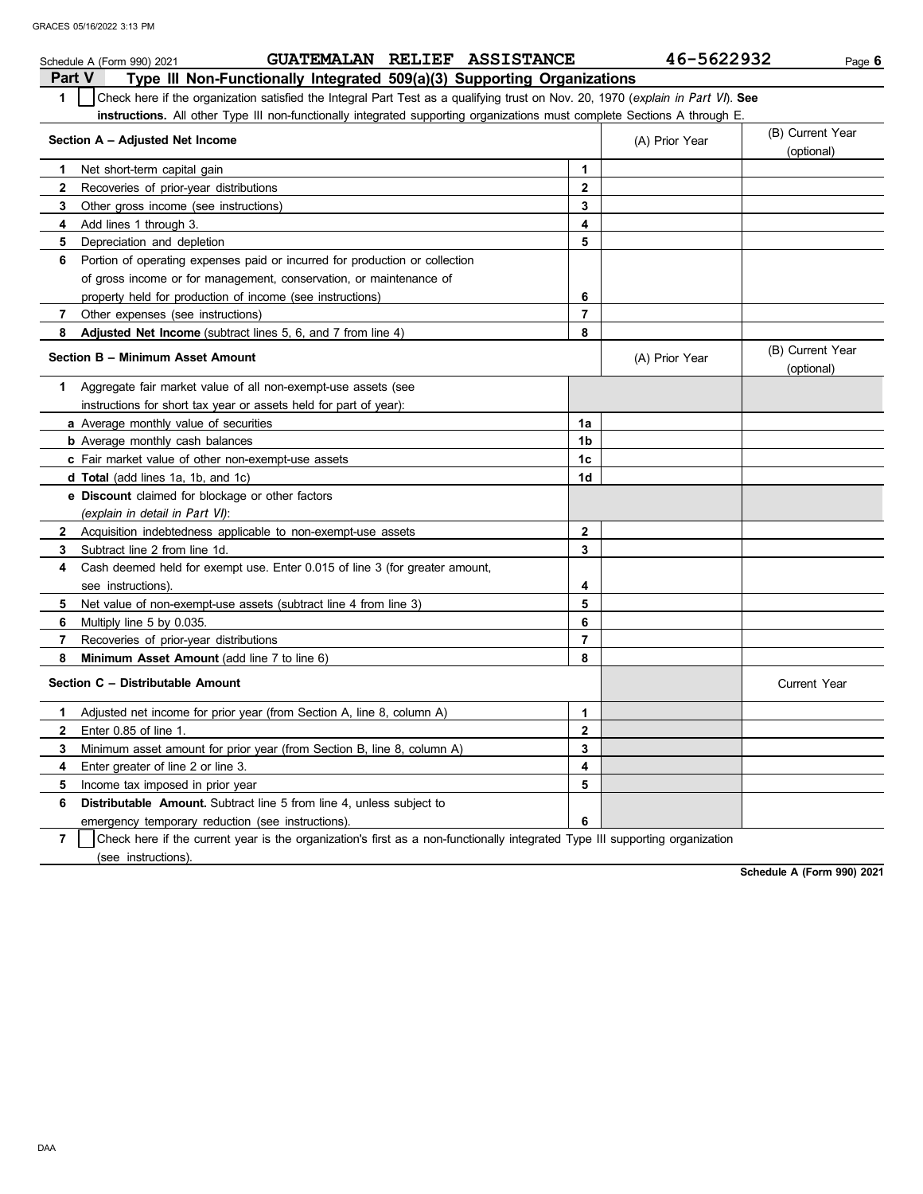Schedule A (Form 990) 2021 **GUATEMALAN RELIEF ASSISTANCE** **46-5622932** Page **6**

## Part V Type III Non-Functionally Integrated 509(a)(3) Supporting Organizations

**1** ☐ Check here if the organization satisfied the Integral Part Test as a qualifying trust on Nov. 20, 1970 (*explain in Part VI*). **See instructions.** All other Type III non-functionally integrated supporting organizations must complete Sections A through E.

| Section A – Adjusted Net Income | | (A) Prior Year | (B) Current Year (optional) |
|---|---|---|---|
| **1** Net short-term capital gain | 1 | | |
| **2** Recoveries of prior-year distributions | 2 | | |
| **3** Other gross income (see instructions) | 3 | | |
| **4** Add lines 1 through 3. | 4 | | |
| **5** Depreciation and depletion | 5 | | |
| **6** Portion of operating expenses paid or incurred for production or collection of gross income or for management, conservation, or maintenance of property held for production of income (see instructions) | 6 | | |
| **7** Other expenses (see instructions) | 7 | | |
| **8** **Adjusted Net Income** (subtract lines 5, 6, and 7 from line 4) | 8 | | |

| Section B – Minimum Asset Amount | | (A) Prior Year | (B) Current Year (optional) |
|---|---|---|---|
| **1** Aggregate fair market value of all non-exempt-use assets (see instructions for short tax year or assets held for part of year): | | | |
| **a** Average monthly value of securities | 1a | | |
| **b** Average monthly cash balances | 1b | | |
| **c** Fair market value of other non-exempt-use assets | 1c | | |
| **d** **Total** (add lines 1a, 1b, and 1c) | 1d | | |
| **e** **Discount** claimed for blockage or other factors (*explain in detail in Part VI*): | | | |
| **2** Acquisition indebtedness applicable to non-exempt-use assets | 2 | | |
| **3** Subtract line 2 from line 1d. | 3 | | |
| **4** Cash deemed held for exempt use. Enter 0.015 of line 3 (for greater amount, see instructions). | 4 | | |
| **5** Net value of non-exempt-use assets (subtract line 4 from line 3) | 5 | | |
| **6** Multiply line 5 by 0.035. | 6 | | |
| **7** Recoveries of prior-year distributions | 7 | | |
| **8** **Minimum Asset Amount** (add line 7 to line 6) | 8 | | |

| Section C – Distributable Amount | | | Current Year |
|---|---|---|---|
| **1** Adjusted net income for prior year (from Section A, line 8, column A) | 1 | | |
| **2** Enter 0.85 of line 1. | 2 | | |
| **3** Minimum asset amount for prior year (from Section B, line 8, column A) | 3 | | |
| **4** Enter greater of line 2 or line 3. | 4 | | |
| **5** Income tax imposed in prior year | 5 | | |
| **6** **Distributable Amount.** Subtract line 5 from line 4, unless subject to emergency temporary reduction (see instructions). | 6 | | |

**7** ☐ Check here if the current year is the organization's first as a non-functionally integrated Type III supporting organization (see instructions).

**Schedule A (Form 990) 2021**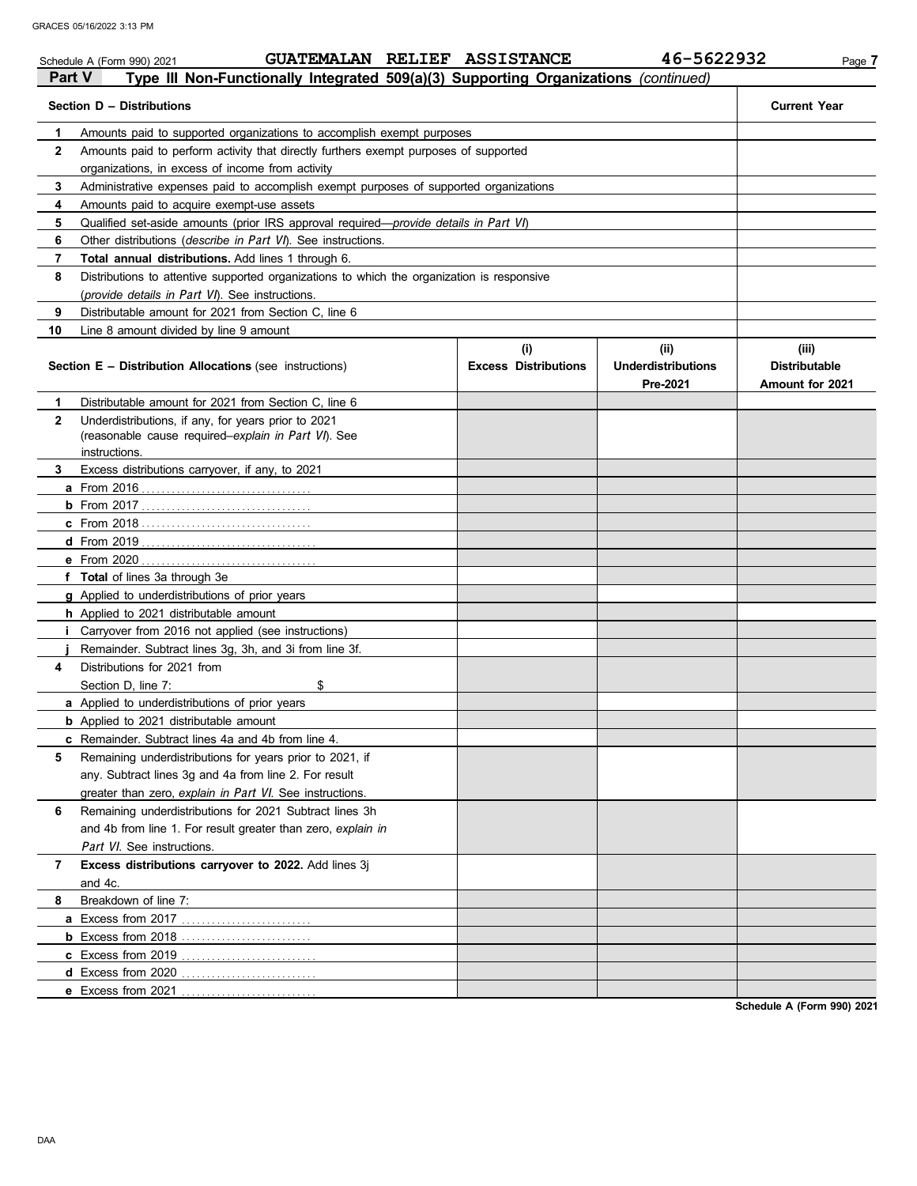Schedule A (Form 990) 2021 GUATEMALAN RELIEF ASSISTANCE 46-5622932

**Part V — Type III Non-Functionally Integrated 509(a)(3) Supporting Organizations** *(continued)*

| Section D – Distributions | | Current Year |
|---|---|---|
| 1 | Amounts paid to supported organizations to accomplish exempt purposes | |
| 2 | Amounts paid to perform activity that directly furthers exempt purposes of supported organizations, in excess of income from activity | |
| 3 | Administrative expenses paid to accomplish exempt purposes of supported organizations | |
| 4 | Amounts paid to acquire exempt-use assets | |
| 5 | Qualified set-aside amounts (prior IRS approval required—*provide details in Part VI*) | |
| 6 | Other distributions (*describe in Part VI*). See instructions. | |
| 7 | **Total annual distributions.** Add lines 1 through 6. | |
| 8 | Distributions to attentive supported organizations to which the organization is responsive (*provide details in Part VI*). See instructions. | |
| 9 | Distributable amount for 2021 from Section C, line 6 | |
| 10 | Line 8 amount divided by line 9 amount | |

| | Section E – Distribution Allocations (see instructions) | (i) Excess Distributions | (ii) Underdistributions Pre-2021 | (iii) Distributable Amount for 2021 |
|---|---|---|---|---|
| 1 | Distributable amount for 2021 from Section C, line 6 | | | |
| 2 | Underdistributions, if any, for years prior to 2021 (reasonable cause required–*explain in Part VI*). See instructions. | | | |
| 3 | Excess distributions carryover, if any, to 2021 | | | |
| a | From 2016 | | | |
| b | From 2017 | | | |
| c | From 2018 | | | |
| d | From 2019 | | | |
| e | From 2020 | | | |
| f | **Total** of lines 3a through 3e | | | |
| g | Applied to underdistributions of prior years | | | |
| h | Applied to 2021 distributable amount | | | |
| i | Carryover from 2016 not applied (see instructions) | | | |
| j | Remainder. Subtract lines 3g, 3h, and 3i from line 3f. | | | |
| 4 | Distributions for 2021 from Section D, line 7: $ | | | |
| a | Applied to underdistributions of prior years | | | |
| b | Applied to 2021 distributable amount | | | |
| c | Remainder. Subtract lines 4a and 4b from line 4. | | | |
| 5 | Remaining underdistributions for years prior to 2021, if any. Subtract lines 3g and 4a from line 2. For result greater than zero, *explain in Part VI*. See instructions. | | | |
| 6 | Remaining underdistributions for 2021 Subtract lines 3h and 4b from line 1. For result greater than zero, *explain in Part VI*. See instructions. | | | |
| 7 | **Excess distributions carryover to 2022.** Add lines 3j and 4c. | | | |
| 8 | Breakdown of line 7: | | | |
| a | Excess from 2017 | | | |
| b | Excess from 2018 | | | |
| c | Excess from 2019 | | | |
| d | Excess from 2020 | | | |
| e | Excess from 2021 | | | |

Schedule A (Form 990) 2021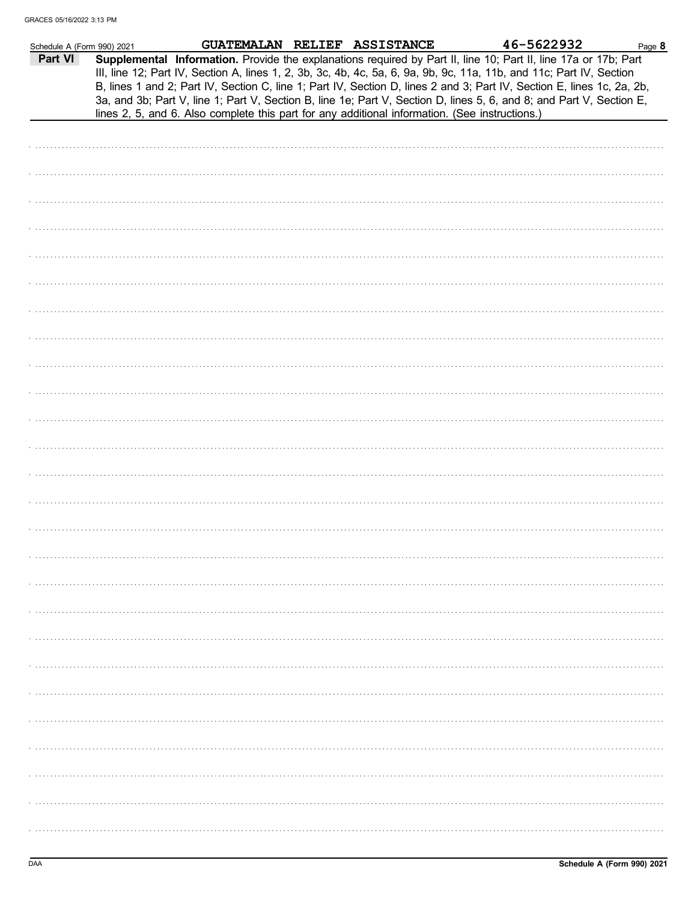Schedule A (Form 990) 2021 GUATEMALAN RELIEF ASSISTANCE 46-5622932

**Part VI** **Supplemental Information.** Provide the explanations required by Part II, line 10; Part II, line 17a or 17b; Part III, line 12; Part IV, Section A, lines 1, 2, 3b, 3c, 4b, 4c, 5a, 6, 9a, 9b, 9c, 11a, 11b, and 11c; Part IV, Section B, lines 1 and 2; Part IV, Section C, line 1; Part IV, Section D, lines 2 and 3; Part IV, Section E, lines 1c, 2a, 2b, 3a, and 3b; Part V, line 1; Part V, Section B, line 1e; Part V, Section D, lines 5, 6, and 8; and Part V, Section E, lines 2, 5, and 6. Also complete this part for any additional information. (See instructions.)

DAA

**Schedule A (Form 990) 2021**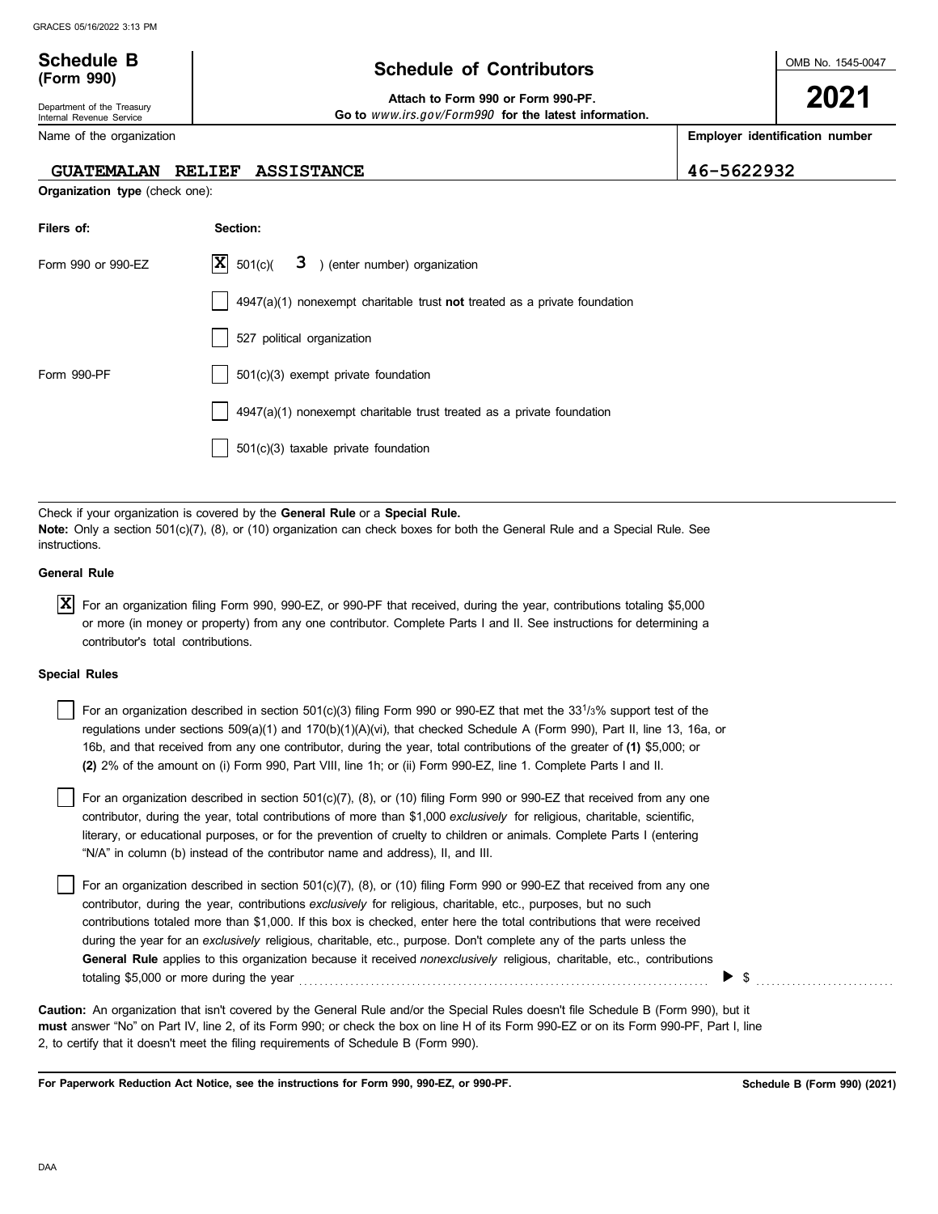# Schedule B (Form 990)

Department of the Treasury
Internal Revenue Service

## Schedule of Contributors

**Attach to Form 990 or Form 990-PF.**
**Go to** *www.irs.gov/Form990* **for the latest information.**

OMB No. 1545-0047

**2021**

| Name of the organization | Employer identification number |
|---|---|
| GUATEMALAN RELIEF ASSISTANCE | 46-5622932 |

**Organization type** (check one):

| Filers of: | Section: |
|---|---|
| Form 990 or 990-EZ | [X] 501(c)( 3 ) (enter number) organization |
| | [ ] 4947(a)(1) nonexempt charitable trust **not** treated as a private foundation |
| | [ ] 527 political organization |
| Form 990-PF | [ ] 501(c)(3) exempt private foundation |
| | [ ] 4947(a)(1) nonexempt charitable trust treated as a private foundation |
| | [ ] 501(c)(3) taxable private foundation |

Check if your organization is covered by the **General Rule** or a **Special Rule.**
**Note:** Only a section 501(c)(7), (8), or (10) organization can check boxes for both the General Rule and a Special Rule. See instructions.

**General Rule**

[X] For an organization filing Form 990, 990-EZ, or 990-PF that received, during the year, contributions totaling $5,000 or more (in money or property) from any one contributor. Complete Parts I and II. See instructions for determining a contributor's total contributions.

**Special Rules**

[ ] For an organization described in section 501(c)(3) filing Form 990 or 990-EZ that met the 33 1/3% support test of the regulations under sections 509(a)(1) and 170(b)(1)(A)(vi), that checked Schedule A (Form 990), Part II, line 13, 16a, or 16b, and that received from any one contributor, during the year, total contributions of the greater of **(1)** $5,000; or **(2)** 2% of the amount on (i) Form 990, Part VIII, line 1h; or (ii) Form 990-EZ, line 1. Complete Parts I and II.

[ ] For an organization described in section 501(c)(7), (8), or (10) filing Form 990 or 990-EZ that received from any one contributor, during the year, total contributions of more than $1,000 *exclusively* for religious, charitable, scientific, literary, or educational purposes, or for the prevention of cruelty to children or animals. Complete Parts I (entering "N/A" in column (b) instead of the contributor name and address), II, and III.

[ ] For an organization described in section 501(c)(7), (8), or (10) filing Form 990 or 990-EZ that received from any one contributor, during the year, contributions *exclusively* for religious, charitable, etc., purposes, but no such contributions totaled more than $1,000. If this box is checked, enter here the total contributions that were received during the year for an *exclusively* religious, charitable, etc., purpose. Don't complete any of the parts unless the **General Rule** applies to this organization because it received *nonexclusively* religious, charitable, etc., contributions totaling $5,000 or more during the year ▶ $

**Caution:** An organization that isn't covered by the General Rule and/or the Special Rules doesn't file Schedule B (Form 990), but it **must** answer "No" on Part IV, line 2, of its Form 990; or check the box on line H of its Form 990-EZ or on its Form 990-PF, Part I, line 2, to certify that it doesn't meet the filing requirements of Schedule B (Form 990).

**For Paperwork Reduction Act Notice, see the instructions for Form 990, 990-EZ, or 990-PF.** **Schedule B (Form 990) (2021)**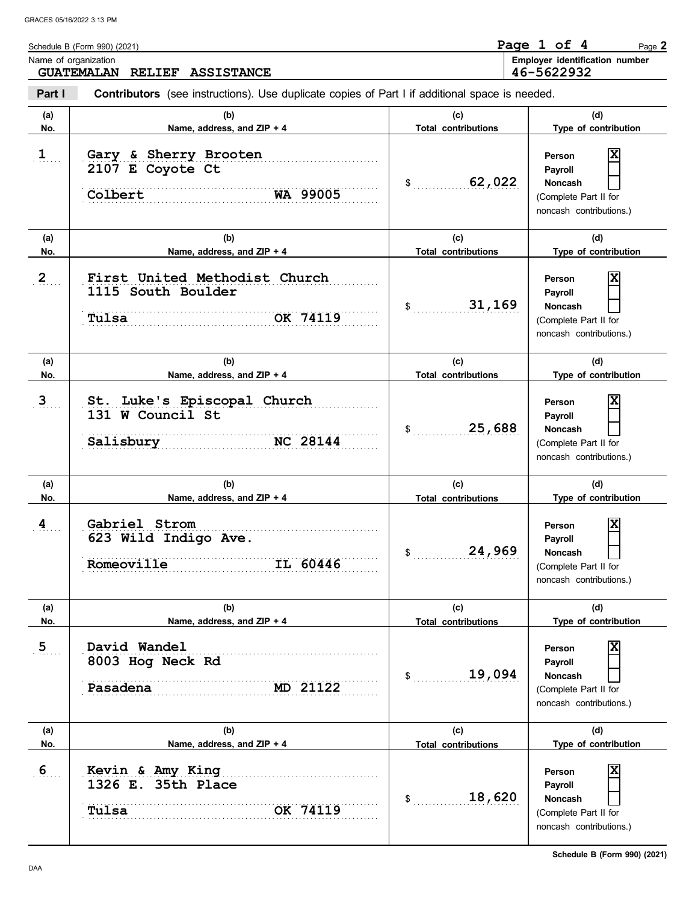Schedule B (Form 990) (2021)

Name of organization: **GUATEMALAN RELIEF ASSISTANCE**

Employer identification number: **46-5622932**

**Part I** **Contributors** (see instructions). Use duplicate copies of Part I if additional space is needed.

| (a) No. | (b) Name, address, and ZIP + 4 | (c) Total contributions | (d) Type of contribution |
|---|---|---|---|
| 1 | Gary & Sherry Brooten<br>2107 E Coyote Ct<br>Colbert WA 99005 | $ 62,022 | Person [X]<br>Payroll [ ]<br>Noncash [ ]<br>(Complete Part II for noncash contributions.) |
| 2 | First United Methodist Church<br>1115 South Boulder<br>Tulsa OK 74119 | $ 31,169 | Person [X]<br>Payroll [ ]<br>Noncash [ ]<br>(Complete Part II for noncash contributions.) |
| 3 | St. Luke's Episcopal Church<br>131 W Council St<br>Salisbury NC 28144 | $ 25,688 | Person [X]<br>Payroll [ ]<br>Noncash [ ]<br>(Complete Part II for noncash contributions.) |
| 4 | Gabriel Strom<br>623 Wild Indigo Ave.<br>Romeoville IL 60446 | $ 24,969 | Person [X]<br>Payroll [ ]<br>Noncash [ ]<br>(Complete Part II for noncash contributions.) |
| 5 | David Wandel<br>8003 Hog Neck Rd<br>Pasadena MD 21122 | $ 19,094 | Person [X]<br>Payroll [ ]<br>Noncash [ ]<br>(Complete Part II for noncash contributions.) |
| 6 | Kevin & Amy King<br>1326 E. 35th Place<br>Tulsa OK 74119 | $ 18,620 | Person [X]<br>Payroll [ ]<br>Noncash [ ]<br>(Complete Part II for noncash contributions.) |

Schedule B (Form 990) (2021)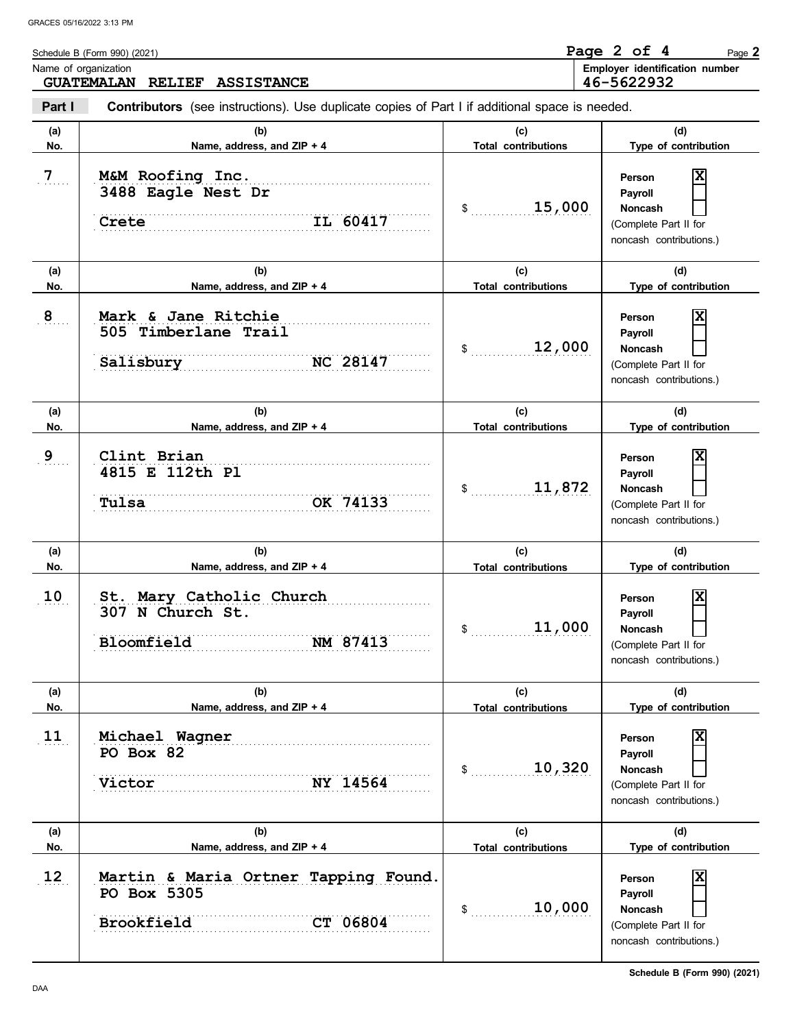Schedule B (Form 990) (2021)

Name of organization: **GUATEMALAN RELIEF ASSISTANCE**

Employer identification number: **46-5622932**

**Part I** **Contributors** (see instructions). Use duplicate copies of Part I if additional space is needed.

| (a) No. | (b) Name, address, and ZIP + 4 | (c) Total contributions | (d) Type of contribution |
|---|---|---|---|
| 7 | M&M Roofing Inc.<br>3488 Eagle Nest Dr<br>Crete IL 60417 | $ 15,000 | Person [X]<br>Payroll [ ]<br>Noncash [ ]<br>(Complete Part II for noncash contributions.) |
| 8 | Mark & Jane Ritchie<br>505 Timberlane Trail<br>Salisbury NC 28147 | $ 12,000 | Person [X]<br>Payroll [ ]<br>Noncash [ ]<br>(Complete Part II for noncash contributions.) |
| 9 | Clint Brian<br>4815 E 112th Pl<br>Tulsa OK 74133 | $ 11,872 | Person [X]<br>Payroll [ ]<br>Noncash [ ]<br>(Complete Part II for noncash contributions.) |
| 10 | St. Mary Catholic Church<br>307 N Church St.<br>Bloomfield NM 87413 | $ 11,000 | Person [X]<br>Payroll [ ]<br>Noncash [ ]<br>(Complete Part II for noncash contributions.) |
| 11 | Michael Wagner<br>PO Box 82<br>Victor NY 14564 | $ 10,320 | Person [X]<br>Payroll [ ]<br>Noncash [ ]<br>(Complete Part II for noncash contributions.) |
| 12 | Martin & Maria Ortner Tapping Found.<br>PO Box 5305<br>Brookfield CT 06804 | $ 10,000 | Person [X]<br>Payroll [ ]<br>Noncash [ ]<br>(Complete Part II for noncash contributions.) |

Schedule B (Form 990) (2021)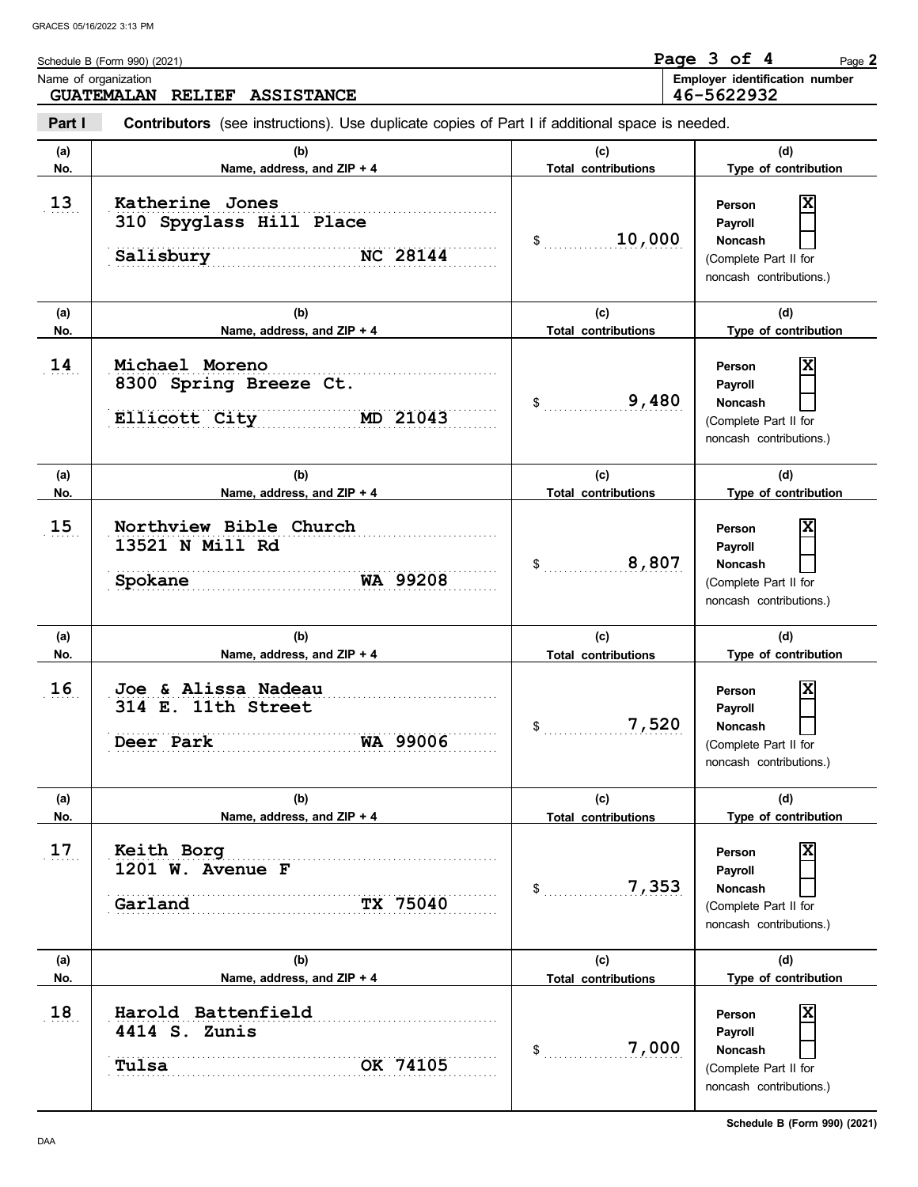Schedule B (Form 990) (2021)

Name of organization: **GUATEMALAN RELIEF ASSISTANCE**

Employer identification number: **46-5622932**

**Part I** **Contributors** (see instructions). Use duplicate copies of Part I if additional space is needed.

| (a) No. | (b) Name, address, and ZIP + 4 | (c) Total contributions | (d) Type of contribution |
|---|---|---|---|
| 13 | Katherine Jones<br>310 Spyglass Hill Place<br>Salisbury NC 28144 | $ 10,000 | Person [X]<br>Payroll [ ]<br>Noncash [ ]<br>(Complete Part II for noncash contributions.) |
| 14 | Michael Moreno<br>8300 Spring Breeze Ct.<br>Ellicott City MD 21043 | $ 9,480 | Person [X]<br>Payroll [ ]<br>Noncash [ ]<br>(Complete Part II for noncash contributions.) |
| 15 | Northview Bible Church<br>13521 N Mill Rd<br>Spokane WA 99208 | $ 8,807 | Person [X]<br>Payroll [ ]<br>Noncash [ ]<br>(Complete Part II for noncash contributions.) |
| 16 | Joe & Alissa Nadeau<br>314 E. 11th Street<br>Deer Park WA 99006 | $ 7,520 | Person [X]<br>Payroll [ ]<br>Noncash [ ]<br>(Complete Part II for noncash contributions.) |
| 17 | Keith Borg<br>1201 W. Avenue F<br>Garland TX 75040 | $ 7,353 | Person [X]<br>Payroll [ ]<br>Noncash [ ]<br>(Complete Part II for noncash contributions.) |
| 18 | Harold Battenfield<br>4414 S. Zunis<br>Tulsa OK 74105 | $ 7,000 | Person [X]<br>Payroll [ ]<br>Noncash [ ]<br>(Complete Part II for noncash contributions.) |

Schedule B (Form 990) (2021)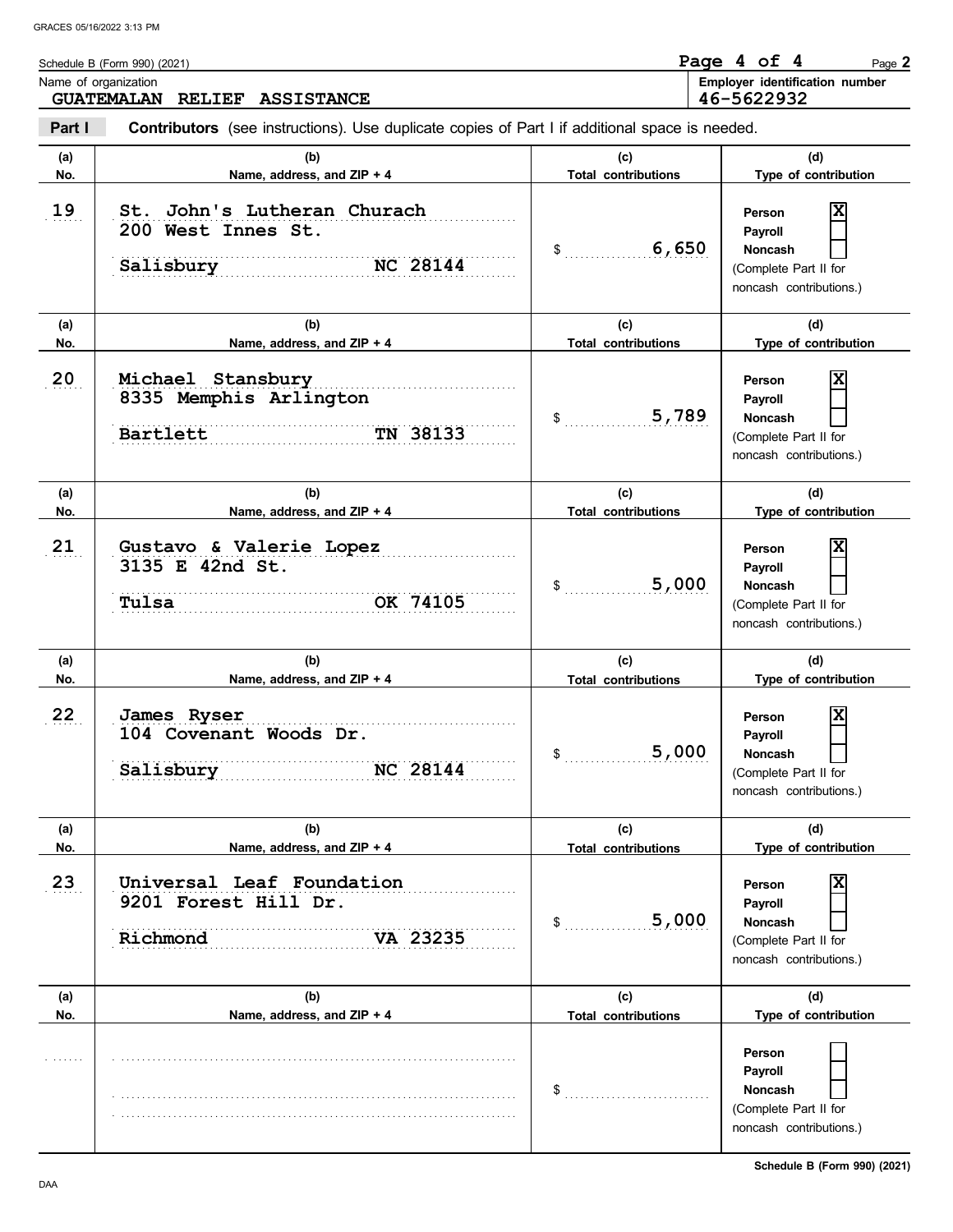Schedule B (Form 990) (2021)

Name of organization: **GUATEMALAN RELIEF ASSISTANCE**

Employer identification number: **46-5622932**

**Part I** **Contributors** (see instructions). Use duplicate copies of Part I if additional space is needed.

| (a) No. | (b) Name, address, and ZIP + 4 | (c) Total contributions | (d) Type of contribution |
|---|---|---|---|
| 19 | St. John's Lutheran Churach<br>200 West Innes St.<br>Salisbury NC 28144 | $ 6,650 | Person [X]<br>Payroll [ ]<br>Noncash [ ]<br>(Complete Part II for noncash contributions.) |
| 20 | Michael Stansbury<br>8335 Memphis Arlington<br>Bartlett TN 38133 | $ 5,789 | Person [X]<br>Payroll [ ]<br>Noncash [ ]<br>(Complete Part II for noncash contributions.) |
| 21 | Gustavo & Valerie Lopez<br>3135 E 42nd St.<br>Tulsa OK 74105 | $ 5,000 | Person [X]<br>Payroll [ ]<br>Noncash [ ]<br>(Complete Part II for noncash contributions.) |
| 22 | James Ryser<br>104 Covenant Woods Dr.<br>Salisbury NC 28144 | $ 5,000 | Person [X]<br>Payroll [ ]<br>Noncash [ ]<br>(Complete Part II for noncash contributions.) |
| 23 | Universal Leaf Foundation<br>9201 Forest Hill Dr.<br>Richmond VA 23235 | $ 5,000 | Person [X]<br>Payroll [ ]<br>Noncash [ ]<br>(Complete Part II for noncash contributions.) |
| | | $ | Person [ ]<br>Payroll [ ]<br>Noncash [ ]<br>(Complete Part II for noncash contributions.) |

Schedule B (Form 990) (2021)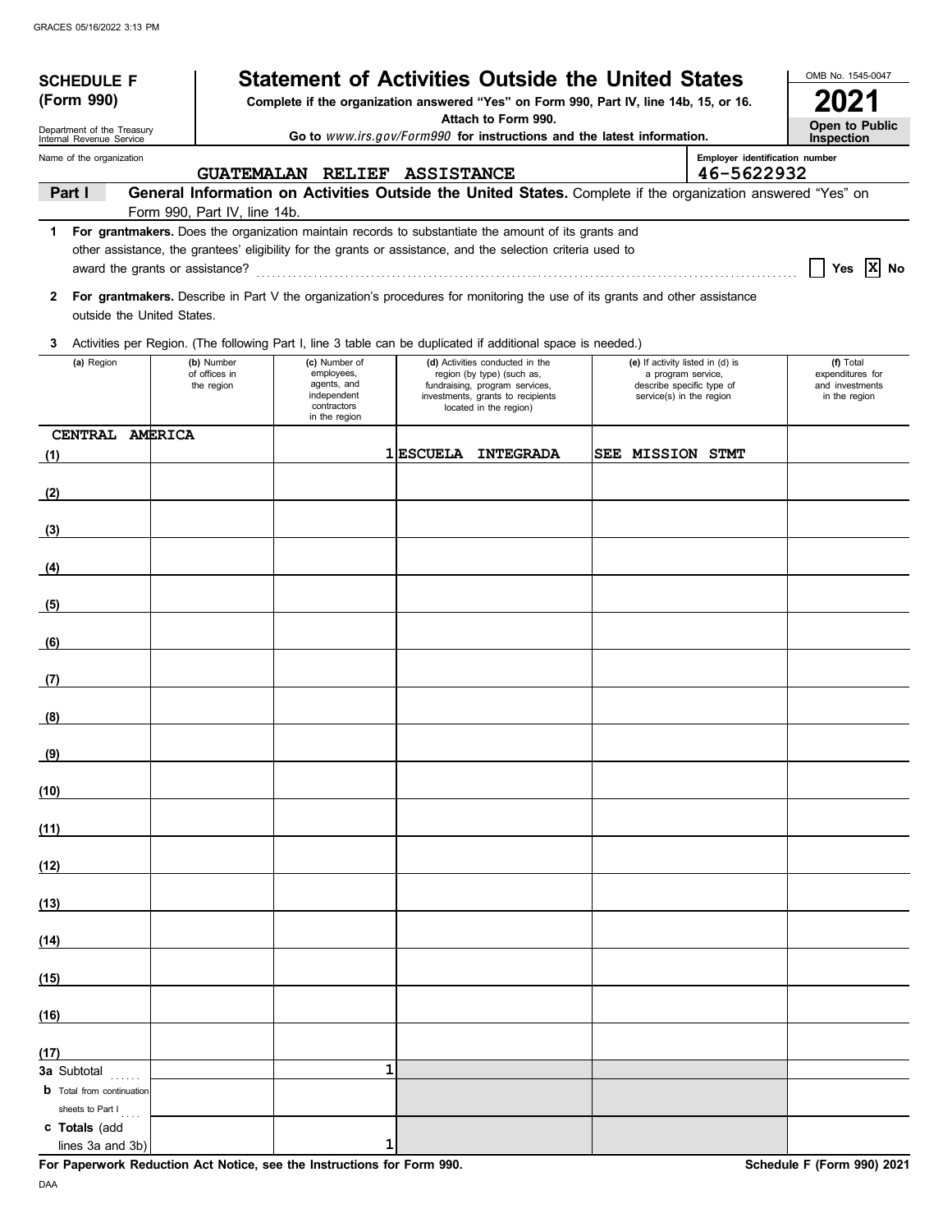**SCHEDULE F (Form 990)**

Department of the Treasury
Internal Revenue Service

# Statement of Activities Outside the United States

**Complete if the organization answered "Yes" on Form 990, Part IV, line 14b, 15, or 16.**
**Attach to Form 990.**
**Go to *www.irs.gov/Form990* for instructions and the latest information.**

OMB No. 1545-0047

**2021**

**Open to Public Inspection**

Name of the organization: GUATEMALAN RELIEF ASSISTANCE

Employer identification number: 46-5622932

**Part I — General Information on Activities Outside the United States.** Complete if the organization answered "Yes" on Form 990, Part IV, line 14b.

**1 For grantmakers.** Does the organization maintain records to substantiate the amount of its grants and other assistance, the grantees' eligibility for the grants or assistance, and the selection criteria used to award the grants or assistance? ☐ Yes ☒ No

**2 For grantmakers.** Describe in Part V the organization's procedures for monitoring the use of its grants and other assistance outside the United States.

**3** Activities per Region. (The following Part I, line 3 table can be duplicated if additional space is needed.)

| | (a) Region | (b) Number of offices in the region | (c) Number of employees, agents, and independent contractors in the region | (d) Activities conducted in the region (by type) (such as, fundraising, program services, investments, grants to recipients located in the region) | (e) If activity listed in (d) is a program service, describe specific type of service(s) in the region | (f) Total expenditures for and investments in the region |
|---|---|---|---|---|---|---|
| (1) | CENTRAL AMERICA | | 1 | ESCUELA INTEGRADA | SEE MISSION STMT | |
| (2) | | | | | | |
| (3) | | | | | | |
| (4) | | | | | | |
| (5) | | | | | | |
| (6) | | | | | | |
| (7) | | | | | | |
| (8) | | | | | | |
| (9) | | | | | | |
| (10) | | | | | | |
| (11) | | | | | | |
| (12) | | | | | | |
| (13) | | | | | | |
| (14) | | | | | | |
| (15) | | | | | | |
| (16) | | | | | | |
| (17) | | | | | | |
| 3a | Subtotal | | 1 | | | |
| b | Total from continuation sheets to Part I | | | | | |
| c | Totals (add lines 3a and 3b) | | 1 | | | |

**For Paperwork Reduction Act Notice, see the Instructions for Form 990.**

**Schedule F (Form 990) 2021**

DAA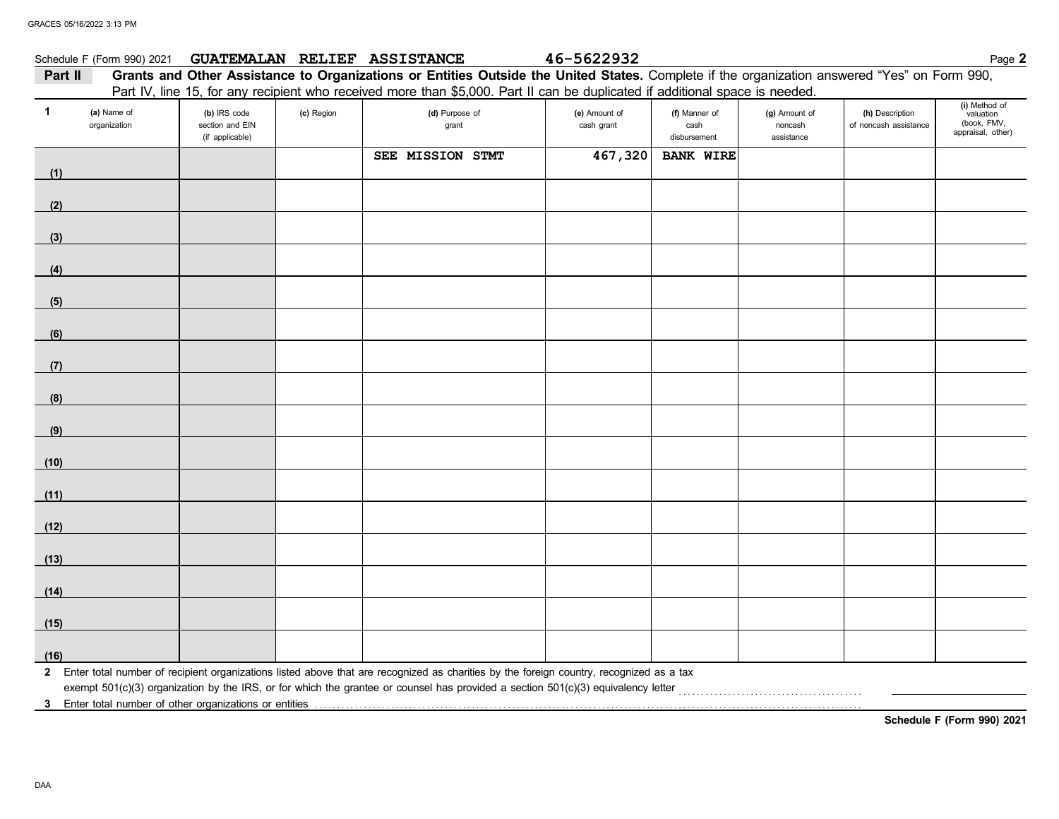Schedule F (Form 990) 2021 **GUATEMALAN RELIEF ASSISTANCE** **46-5622932** Page **2**

**Part II** **Grants and Other Assistance to Organizations or Entities Outside the United States.** Complete if the organization answered "Yes" on Form 990, Part IV, line 15, for any recipient who received more than $5,000. Part II can be duplicated if additional space is needed.

| 1 (a) Name of organization | (b) IRS code section and EIN (if applicable) | (c) Region | (d) Purpose of grant | (e) Amount of cash grant | (f) Manner of cash disbursement | (g) Amount of noncash assistance | (h) Description of noncash assistance | (i) Method of valuation (book, FMV, appraisal, other) |
|---|---|---|---|---|---|---|---|---|
| (1) | | | SEE MISSION STMT | 467,320 | BANK WIRE | | | |
| (2) | | | | | | | | |
| (3) | | | | | | | | |
| (4) | | | | | | | | |
| (5) | | | | | | | | |
| (6) | | | | | | | | |
| (7) | | | | | | | | |
| (8) | | | | | | | | |
| (9) | | | | | | | | |
| (10) | | | | | | | | |
| (11) | | | | | | | | |
| (12) | | | | | | | | |
| (13) | | | | | | | | |
| (14) | | | | | | | | |
| (15) | | | | | | | | |
| (16) | | | | | | | | |

**2** Enter total number of recipient organizations listed above that are recognized as charities by the foreign country, recognized as a tax exempt 501(c)(3) organization by the IRS, or for which the grantee or counsel has provided a section 501(c)(3) equivalency letter ........................................

**3** Enter total number of other organizations or entities ........................................

**Schedule F (Form 990) 2021**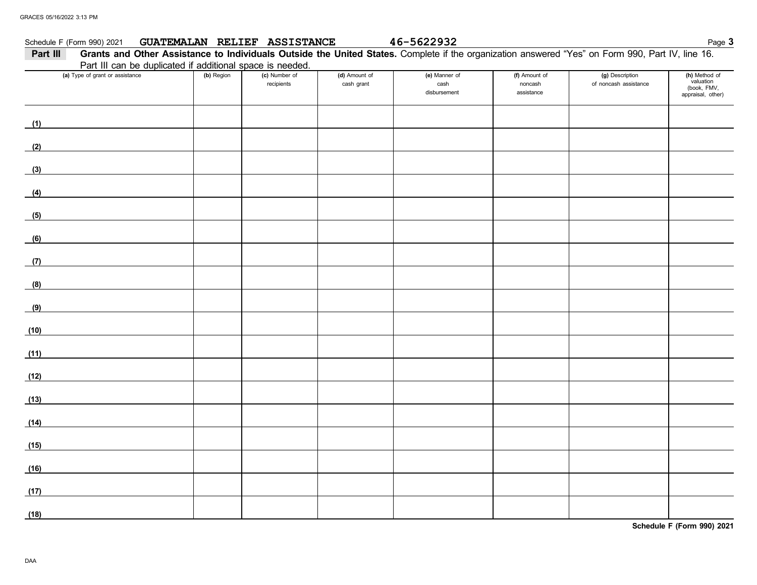Schedule F (Form 990) 2021 **GUATEMALAN RELIEF ASSISTANCE** **46-5622932** Page **3**

**Part III** **Grants and Other Assistance to Individuals Outside the United States.** Complete if the organization answered "Yes" on Form 990, Part IV, line 16. Part III can be duplicated if additional space is needed.

| (a) Type of grant or assistance | (b) Region | (c) Number of recipients | (d) Amount of cash grant | (e) Manner of cash disbursement | (f) Amount of noncash assistance | (g) Description of noncash assistance | (h) Method of valuation (book, FMV, appraisal, other) |
|---|---|---|---|---|---|---|---|
| (1) | | | | | | | |
| (2) | | | | | | | |
| (3) | | | | | | | |
| (4) | | | | | | | |
| (5) | | | | | | | |
| (6) | | | | | | | |
| (7) | | | | | | | |
| (8) | | | | | | | |
| (9) | | | | | | | |
| (10) | | | | | | | |
| (11) | | | | | | | |
| (12) | | | | | | | |
| (13) | | | | | | | |
| (14) | | | | | | | |
| (15) | | | | | | | |
| (16) | | | | | | | |
| (17) | | | | | | | |
| (18) | | | | | | | |

**Schedule F (Form 990) 2021**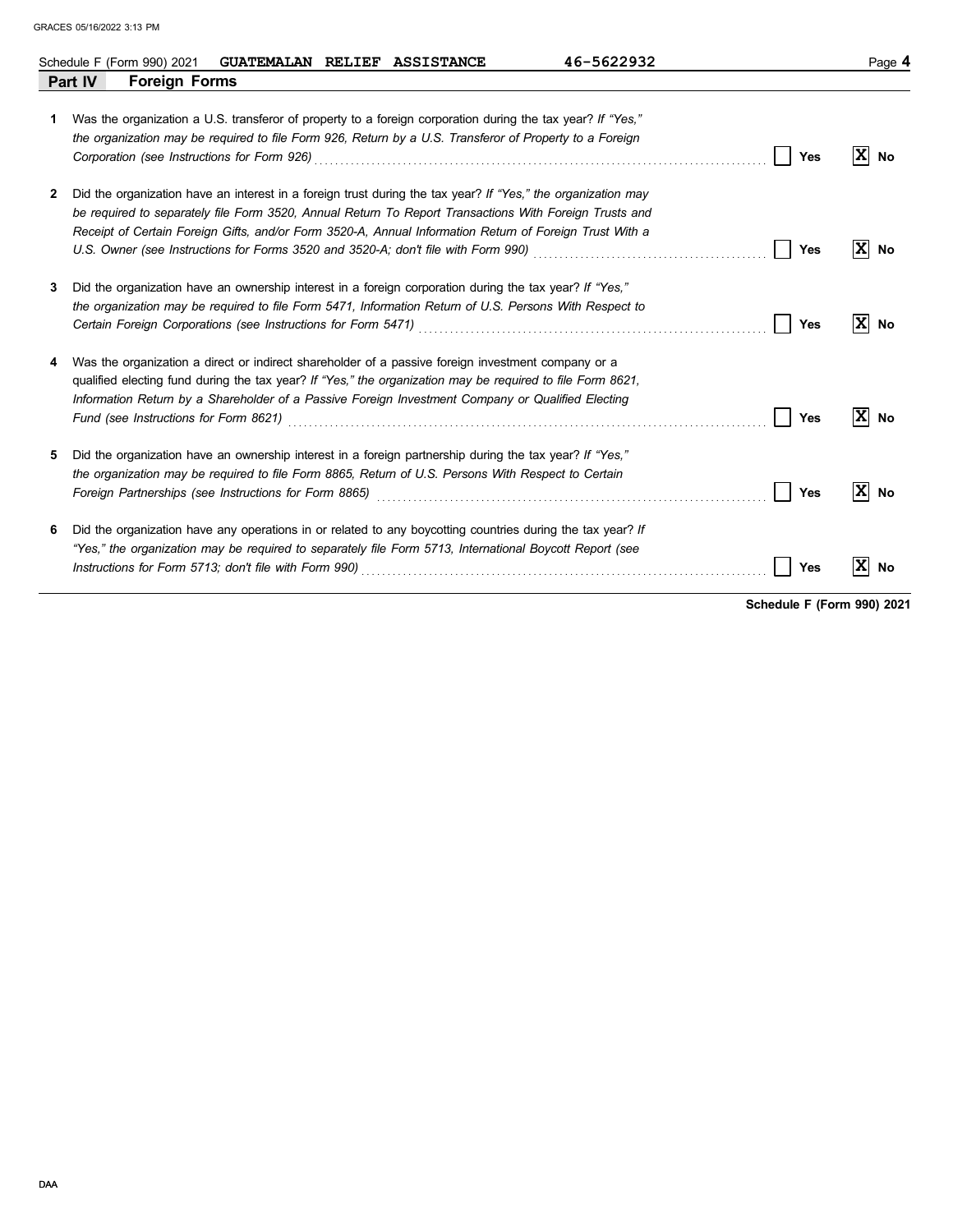Schedule F (Form 990) 2021 **GUATEMALAN RELIEF ASSISTANCE** 46-5622932

## Part IV — Foreign Forms

| | | Yes | No |
|---|---|---|---|
| **1** | Was the organization a U.S. transferor of property to a foreign corporation during the tax year? *If "Yes," the organization may be required to file Form 926, Return by a U.S. Transferor of Property to a Foreign Corporation (see Instructions for Form 926)* | | X |
| **2** | Did the organization have an interest in a foreign trust during the tax year? *If "Yes," the organization may be required to separately file Form 3520, Annual Return To Report Transactions With Foreign Trusts and Receipt of Certain Foreign Gifts, and/or Form 3520-A, Annual Information Return of Foreign Trust With a U.S. Owner (see Instructions for Forms 3520 and 3520-A; don't file with Form 990)* | | X |
| **3** | Did the organization have an ownership interest in a foreign corporation during the tax year? *If "Yes," the organization may be required to file Form 5471, Information Return of U.S. Persons With Respect to Certain Foreign Corporations (see Instructions for Form 5471)* | | X |
| **4** | Was the organization a direct or indirect shareholder of a passive foreign investment company or a qualified electing fund during the tax year? *If "Yes," the organization may be required to file Form 8621, Information Return by a Shareholder of a Passive Foreign Investment Company or Qualified Electing Fund (see Instructions for Form 8621)* | | X |
| **5** | Did the organization have an ownership interest in a foreign partnership during the tax year? *If "Yes," the organization may be required to file Form 8865, Return of U.S. Persons With Respect to Certain Foreign Partnerships (see Instructions for Form 8865)* | | X |
| **6** | Did the organization have any operations in or related to any boycotting countries during the tax year? *If "Yes," the organization may be required to separately file Form 5713, International Boycott Report (see Instructions for Form 5713; don't file with Form 990)* | | X |

**Schedule F (Form 990) 2021**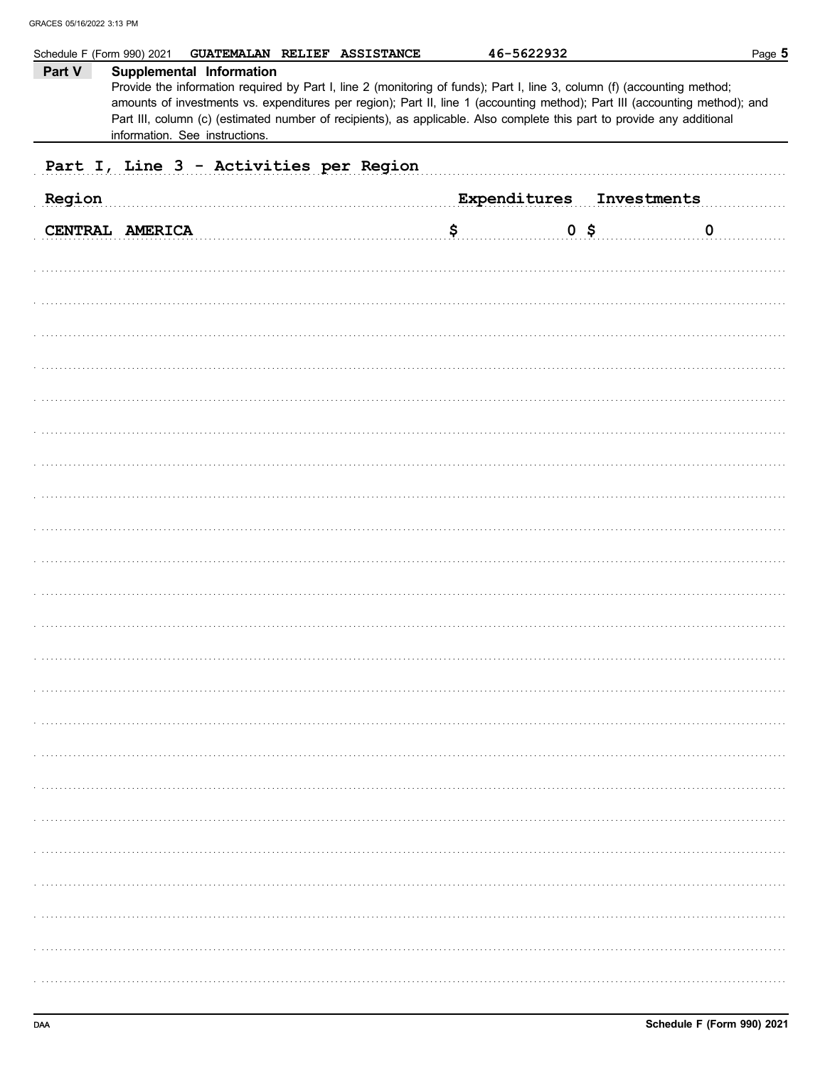Schedule F (Form 990) 2021 GUATEMALAN RELIEF ASSISTANCE 46-5622932 Page 5

## Part V Supplemental Information

Provide the information required by Part I, line 2 (monitoring of funds); Part I, line 3, column (f) (accounting method; amounts of investments vs. expenditures per region); Part II, line 1 (accounting method); Part III (accounting method); and Part III, column (c) (estimated number of recipients), as applicable. Also complete this part to provide any additional information. See instructions.

Part I, Line 3 - Activities per Region

| Region | Expenditures | Investments |
|---|---|---|
| CENTRAL AMERICA | $ 0 | $ 0 |

Schedule F (Form 990) 2021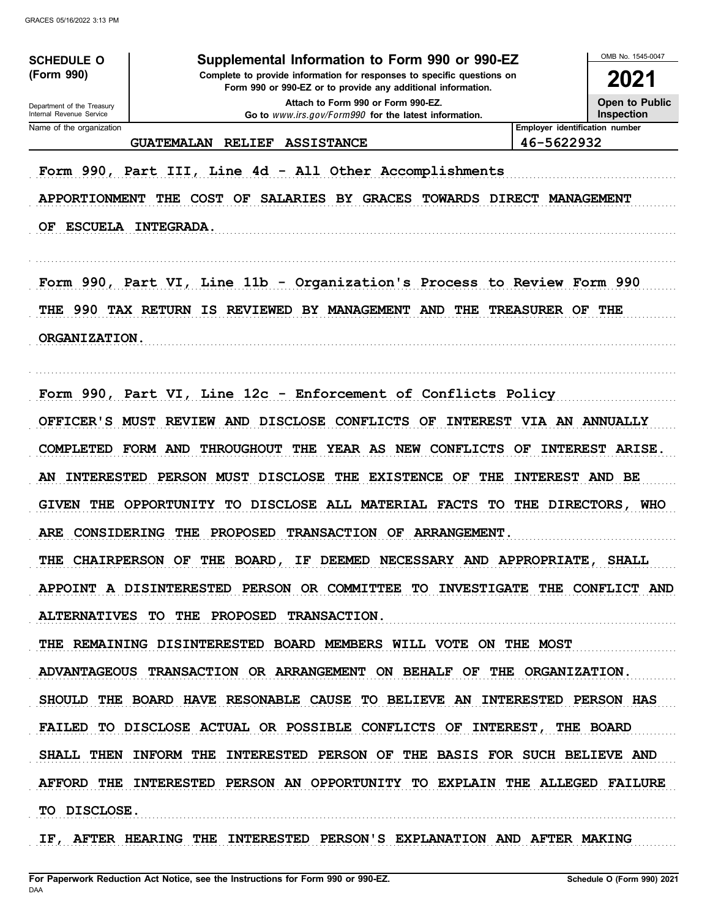**SCHEDULE O (Form 990)**

Department of the Treasury
Internal Revenue Service

# Supplemental Information to Form 990 or 990-EZ

**Complete to provide information for responses to specific questions on Form 990 or 990-EZ or to provide any additional information.**

**Attach to Form 990 or Form 990-EZ.**

**Go to *www.irs.gov/Form990* for the latest information.**

OMB No. 1545-0047

**2021**

**Open to Public Inspection**

| Name of the organization | Employer identification number |
|---|---|
| GUATEMALAN RELIEF ASSISTANCE | 46-5622932 |

Form 990, Part III, Line 4d - All Other Accomplishments

APPORTIONMENT THE COST OF SALARIES BY GRACES TOWARDS DIRECT MANAGEMENT OF ESCUELA INTEGRADA.

Form 990, Part VI, Line 11b - Organization's Process to Review Form 990

THE 990 TAX RETURN IS REVIEWED BY MANAGEMENT AND THE TREASURER OF THE ORGANIZATION.

Form 990, Part VI, Line 12c - Enforcement of Conflicts Policy

OFFICER'S MUST REVIEW AND DISCLOSE CONFLICTS OF INTEREST VIA AN ANNUALLY COMPLETED FORM AND THROUGHOUT THE YEAR AS NEW CONFLICTS OF INTEREST ARISE.

AN INTERESTED PERSON MUST DISCLOSE THE EXISTENCE OF THE INTEREST AND BE GIVEN THE OPPORTUNITY TO DISCLOSE ALL MATERIAL FACTS TO THE DIRECTORS, WHO ARE CONSIDERING THE PROPOSED TRANSACTION OF ARRANGEMENT.

THE CHAIRPERSON OF THE BOARD, IF DEEMED NECESSARY AND APPROPRIATE, SHALL APPOINT A DISINTERESTED PERSON OR COMMITTEE TO INVESTIGATE THE CONFLICT AND ALTERNATIVES TO THE PROPOSED TRANSACTION.

THE REMAINING DISINTERESTED BOARD MEMBERS WILL VOTE ON THE MOST ADVANTAGEOUS TRANSACTION OR ARRANGEMENT ON BEHALF OF THE ORGANIZATION.

SHOULD THE BOARD HAVE RESONABLE CAUSE TO BELIEVE AN INTERESTED PERSON HAS FAILED TO DISCLOSE ACTUAL OR POSSIBLE CONFLICTS OF INTEREST, THE BOARD SHALL THEN INFORM THE INTERESTED PERSON OF THE BASIS FOR SUCH BELIEVE AND AFFORD THE INTERESTED PERSON AN OPPORTUNITY TO EXPLAIN THE ALLEGED FAILURE TO DISCLOSE.

IF, AFTER HEARING THE INTERESTED PERSON'S EXPLANATION AND AFTER MAKING

For Paperwork Reduction Act Notice, see the Instructions for Form 990 or 990-EZ. Schedule O (Form 990) 2021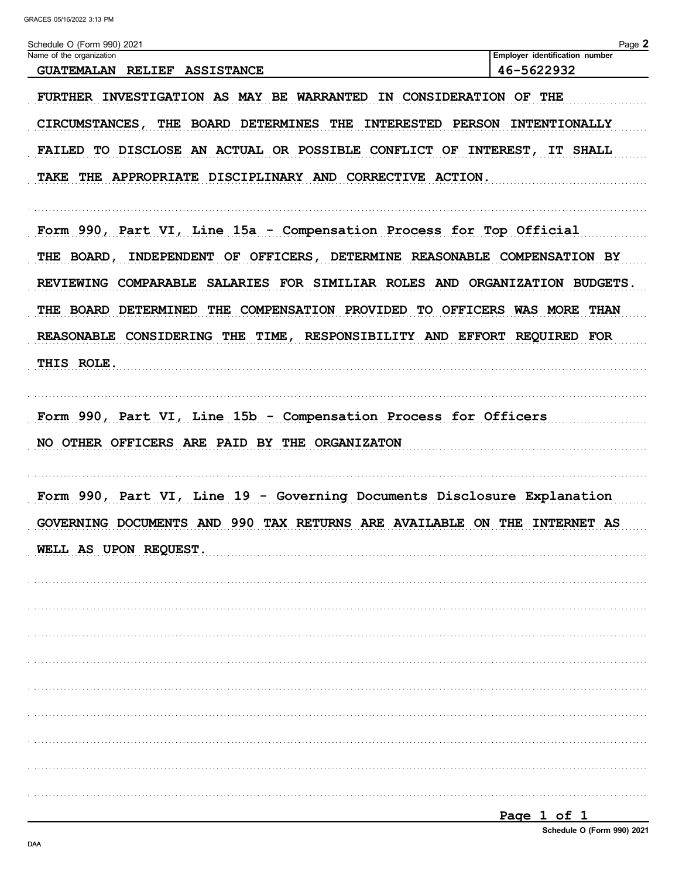Schedule O (Form 990) 2021

| Name of the organization | Employer identification number |
|---|---|
| GUATEMALAN RELIEF ASSISTANCE | 46-5622932 |

FURTHER INVESTIGATION AS MAY BE WARRANTED IN CONSIDERATION OF THE CIRCUMSTANCES, THE BOARD DETERMINES THE INTERESTED PERSON INTENTIONALLY FAILED TO DISCLOSE AN ACTUAL OR POSSIBLE CONFLICT OF INTEREST, IT SHALL TAKE THE APPROPRIATE DISCIPLINARY AND CORRECTIVE ACTION.

Form 990, Part VI, Line 15a - Compensation Process for Top Official

THE BOARD, INDEPENDENT OF OFFICERS, DETERMINE REASONABLE COMPENSATION BY REVIEWING COMPARABLE SALARIES FOR SIMILIAR ROLES AND ORGANIZATION BUDGETS. THE BOARD DETERMINED THE COMPENSATION PROVIDED TO OFFICERS WAS MORE THAN REASONABLE CONSIDERING THE TIME, RESPONSIBILITY AND EFFORT REQUIRED FOR THIS ROLE.

Form 990, Part VI, Line 15b - Compensation Process for Officers

NO OTHER OFFICERS ARE PAID BY THE ORGANIZATON

Form 990, Part VI, Line 19 - Governing Documents Disclosure Explanation

GOVERNING DOCUMENTS AND 990 TAX RETURNS ARE AVAILABLE ON THE INTERNET AS WELL AS UPON REQUEST.

Schedule O (Form 990) 2021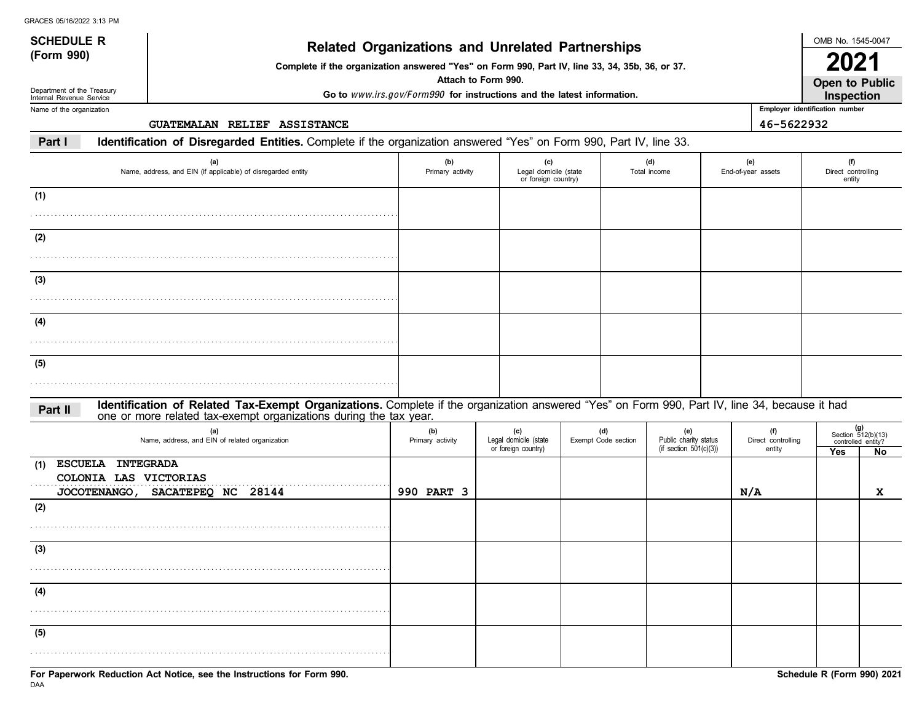# SCHEDULE R (Form 990)

Department of the Treasury
Internal Revenue Service

## Related Organizations and Unrelated Partnerships

**Complete if the organization answered "Yes" on Form 990, Part IV, line 33, 34, 35b, 36, or 37.**

**Attach to Form 990.**

**Go to** *www.irs.gov/Form990* **for instructions and the latest information.**

OMB No. 1545-0047

**2021**

**Open to Public Inspection**

Name of the organization: GUATEMALAN RELIEF ASSISTANCE

Employer identification number: 46-5622932

**Part I** **Identification of Disregarded Entities.** Complete if the organization answered "Yes" on Form 990, Part IV, line 33.

| (a) Name, address, and EIN (if applicable) of disregarded entity | (b) Primary activity | (c) Legal domicile (state or foreign country) | (d) Total income | (e) End-of-year assets | (f) Direct controlling entity |
|---|---|---|---|---|---|
| (1) | | | | | |
| (2) | | | | | |
| (3) | | | | | |
| (4) | | | | | |
| (5) | | | | | |

**Part II** **Identification of Related Tax-Exempt Organizations.** Complete if the organization answered "Yes" on Form 990, Part IV, line 34, because it had one or more related tax-exempt organizations during the tax year.

| (a) Name, address, and EIN of related organization | (b) Primary activity | (c) Legal domicile (state or foreign country) | (d) Exempt Code section | (e) Public charity status (if section 501(c)(3)) | (f) Direct controlling entity | (g) Section 512(b)(13) controlled entity? Yes | No |
|---|---|---|---|---|---|---|---|
| (1) ESCUELA INTEGRADA COLONIA LAS VICTORIAS JOCOTENANGO, SACATEPEQ NC 28144 | 990 PART 3 | | | | N/A | | X |
| (2) | | | | | | | |
| (3) | | | | | | | |
| (4) | | | | | | | |
| (5) | | | | | | | |

For Paperwork Reduction Act Notice, see the Instructions for Form 990.

Schedule R (Form 990) 2021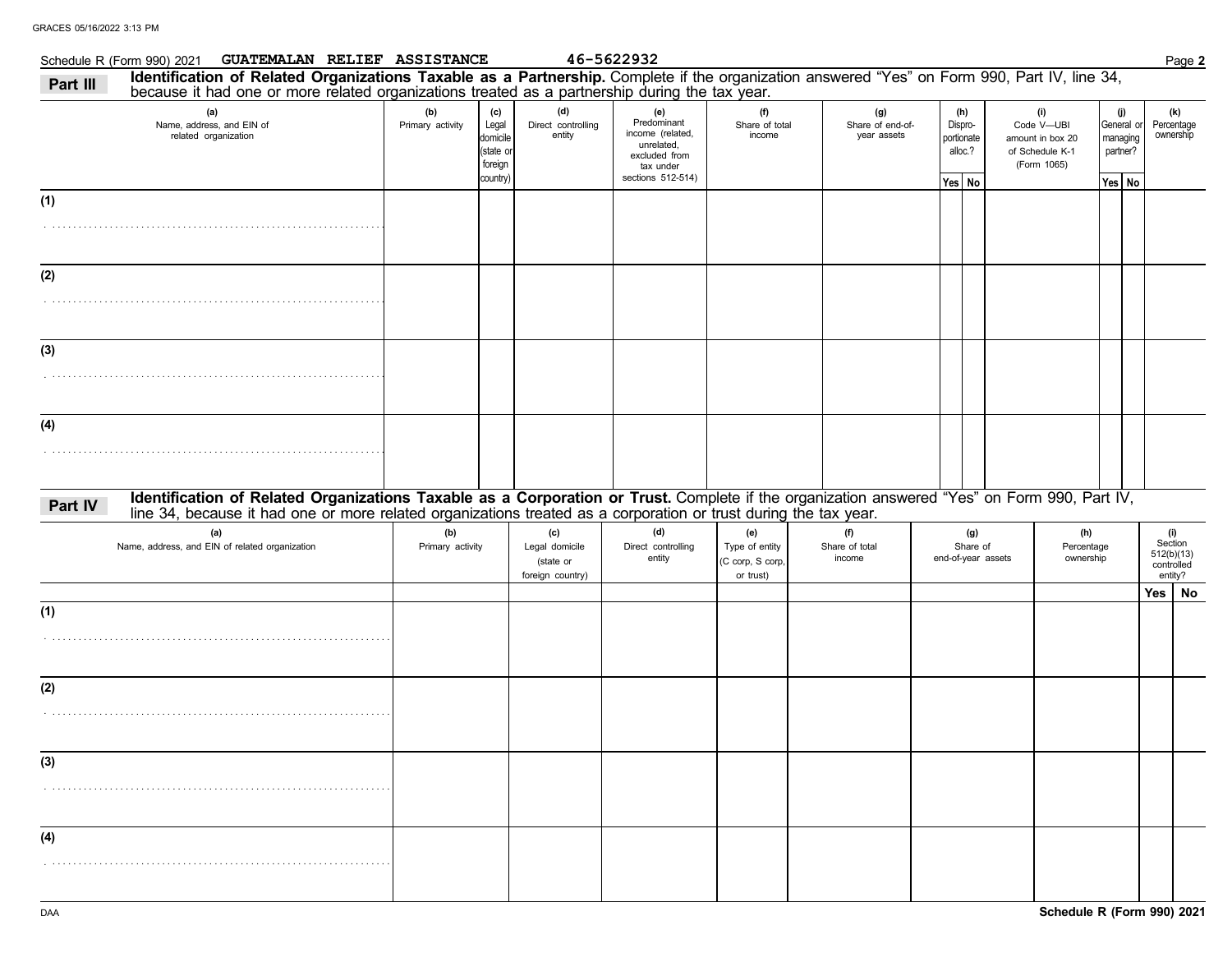Schedule R (Form 990) 2021 **GUATEMALAN RELIEF ASSISTANCE** **46-5622932** Page **2**

## Part III Identification of Related Organizations Taxable as a Partnership. 

Complete if the organization answered "Yes" on Form 990, Part IV, line 34, because it had one or more related organizations treated as a partnership during the tax year.

| (a) Name, address, and EIN of related organization | (b) Primary activity | (c) Legal domicile (state or foreign country) | (d) Direct controlling entity | (e) Predominant income (related, unrelated, excluded from tax under sections 512-514) | (f) Share of total income | (g) Share of end-of-year assets | (h) Dispro-portionate alloc.? | | (i) Code V—UBI amount in box 20 of Schedule K-1 (Form 1065) | (j) General or managing partner? | | (k) Percentage ownership |
|---|---|---|---|---|---|---|---|---|---|---|---|---|
| | | | | | | | Yes | No | | Yes | No | |
| (1) | | | | | | | | | | | | |
| (2) | | | | | | | | | | | | |
| (3) | | | | | | | | | | | | |
| (4) | | | | | | | | | | | | |

## Part IV Identification of Related Organizations Taxable as a Corporation or Trust. 

Complete if the organization answered "Yes" on Form 990, Part IV, line 34, because it had one or more related organizations treated as a corporation or trust during the tax year.

| (a) Name, address, and EIN of related organization | (b) Primary activity | (c) Legal domicile (state or foreign country) | (d) Direct controlling entity | (e) Type of entity (C corp, S corp, or trust) | (f) Share of total income | (g) Share of end-of-year assets | (h) Percentage ownership | (i) Section 512(b)(13) controlled entity? | |
|---|---|---|---|---|---|---|---|---|---|
| | | | | | | | | Yes | No |
| (1) | | | | | | | | | |
| (2) | | | | | | | | | |
| (3) | | | | | | | | | |
| (4) | | | | | | | | | |

DAA **Schedule R (Form 990) 2021**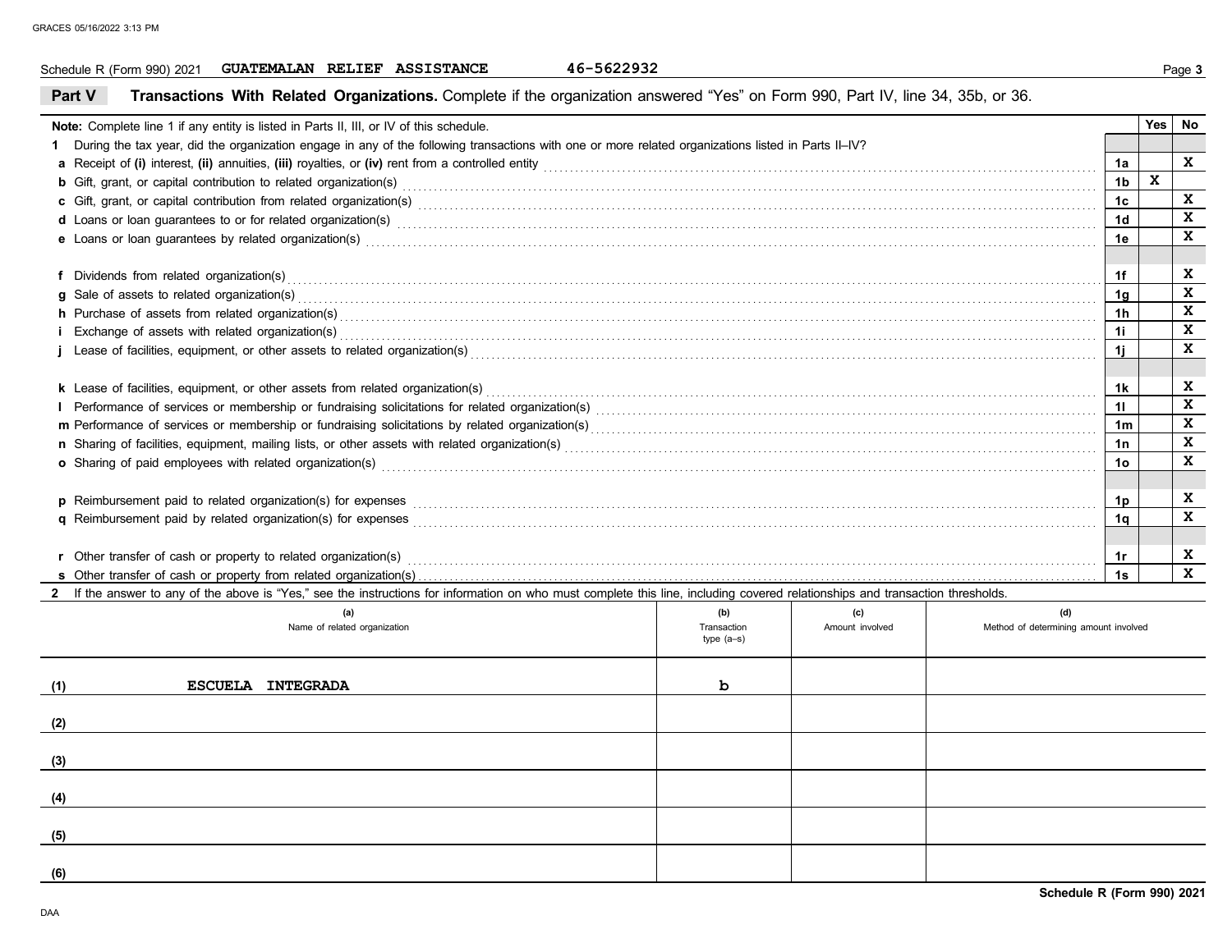Schedule R (Form 990) 2021 **GUATEMALAN RELIEF ASSISTANCE** 46-5622932

## Part V Transactions With Related Organizations.

Complete if the organization answered "Yes" on Form 990, Part IV, line 34, 35b, or 36.

| **Note:** Complete line 1 if any entity is listed in Parts II, III, or IV of this schedule. | | Yes | No |
|---|---|---|---|
| **1** During the tax year, did the organization engage in any of the following transactions with one or more related organizations listed in Parts II–IV? | | | |
| **a** Receipt of **(i)** interest, **(ii)** annuities, **(iii)** royalties, or **(iv)** rent from a controlled entity | 1a | | X |
| **b** Gift, grant, or capital contribution to related organization(s) | 1b | X | |
| **c** Gift, grant, or capital contribution from related organization(s) | 1c | | X |
| **d** Loans or loan guarantees to or for related organization(s) | 1d | | X |
| **e** Loans or loan guarantees by related organization(s) | 1e | | X |
| **f** Dividends from related organization(s) | 1f | | X |
| **g** Sale of assets to related organization(s) | 1g | | X |
| **h** Purchase of assets from related organization(s) | 1h | | X |
| **i** Exchange of assets with related organization(s) | 1i | | X |
| **j** Lease of facilities, equipment, or other assets to related organization(s) | 1j | | X |
| **k** Lease of facilities, equipment, or other assets from related organization(s) | 1k | | X |
| **l** Performance of services or membership or fundraising solicitations for related organization(s) | 1l | | X |
| **m** Performance of services or membership or fundraising solicitations by related organization(s) | 1m | | X |
| **n** Sharing of facilities, equipment, mailing lists, or other assets with related organization(s) | 1n | | X |
| **o** Sharing of paid employees with related organization(s) | 1o | | X |
| **p** Reimbursement paid to related organization(s) for expenses | 1p | | X |
| **q** Reimbursement paid by related organization(s) for expenses | 1q | | X |
| **r** Other transfer of cash or property to related organization(s) | 1r | | X |
| **s** Other transfer of cash or property from related organization(s) | 1s | | X |

**2** If the answer to any of the above is "Yes," see the instructions for information on who must complete this line, including covered relationships and transaction thresholds.

| | (a) Name of related organization | (b) Transaction type (a–s) | (c) Amount involved | (d) Method of determining amount involved |
|---|---|---|---|---|
| (1) | ESCUELA INTEGRADA | b | | |
| (2) | | | | |
| (3) | | | | |
| (4) | | | | |
| (5) | | | | |
| (6) | | | | |

Schedule R (Form 990) 2021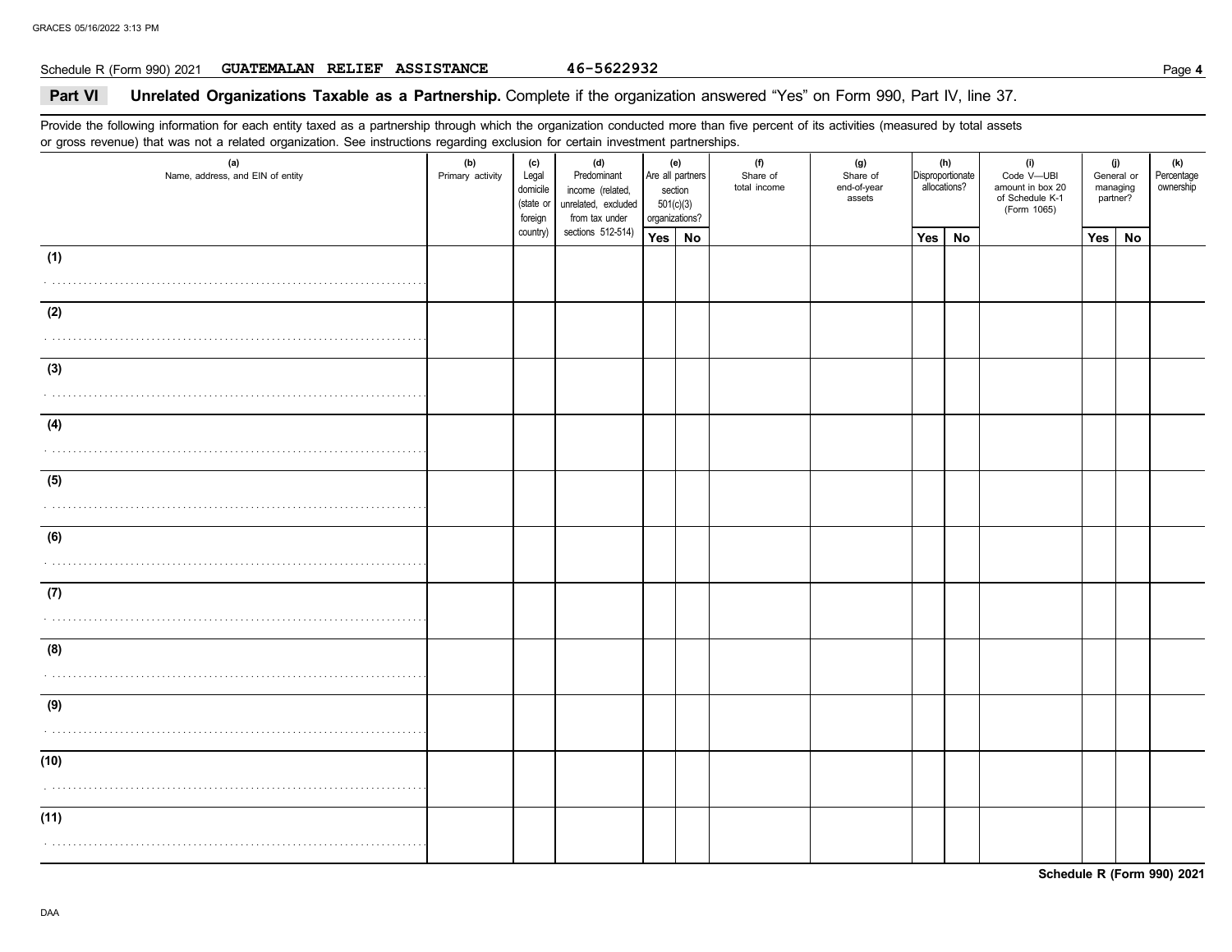Schedule R (Form 990) 2021 **GUATEMALAN RELIEF ASSISTANCE** **46-5622932** Page **4**

## Part VI Unrelated Organizations Taxable as a Partnership. Complete if the organization answered "Yes" on Form 990, Part IV, line 37.

Provide the following information for each entity taxed as a partnership through which the organization conducted more than five percent of its activities (measured by total assets or gross revenue) that was not a related organization. See instructions regarding exclusion for certain investment partnerships.

| (a) Name, address, and EIN of entity | (b) Primary activity | (c) Legal domicile (state or foreign country) | (d) Predominant income (related, unrelated, excluded from tax under sections 512-514) | (e) Are all partners section 501(c)(3) organizations? | | (f) Share of total income | (g) Share of end-of-year assets | (h) Disproportionate allocations? | | (i) Code V—UBI amount in box 20 of Schedule K-1 (Form 1065) | (j) General or managing partner? | | (k) Percentage ownership |
|---|---|---|---|---|---|---|---|---|---|---|---|---|---|
| | | | | Yes | No | | | Yes | No | | Yes | No | |
| (1) | | | | | | | | | | | | | |
| (2) | | | | | | | | | | | | | |
| (3) | | | | | | | | | | | | | |
| (4) | | | | | | | | | | | | | |
| (5) | | | | | | | | | | | | | |
| (6) | | | | | | | | | | | | | |
| (7) | | | | | | | | | | | | | |
| (8) | | | | | | | | | | | | | |
| (9) | | | | | | | | | | | | | |
| (10) | | | | | | | | | | | | | |
| (11) | | | | | | | | | | | | | |

**Schedule R (Form 990) 2021**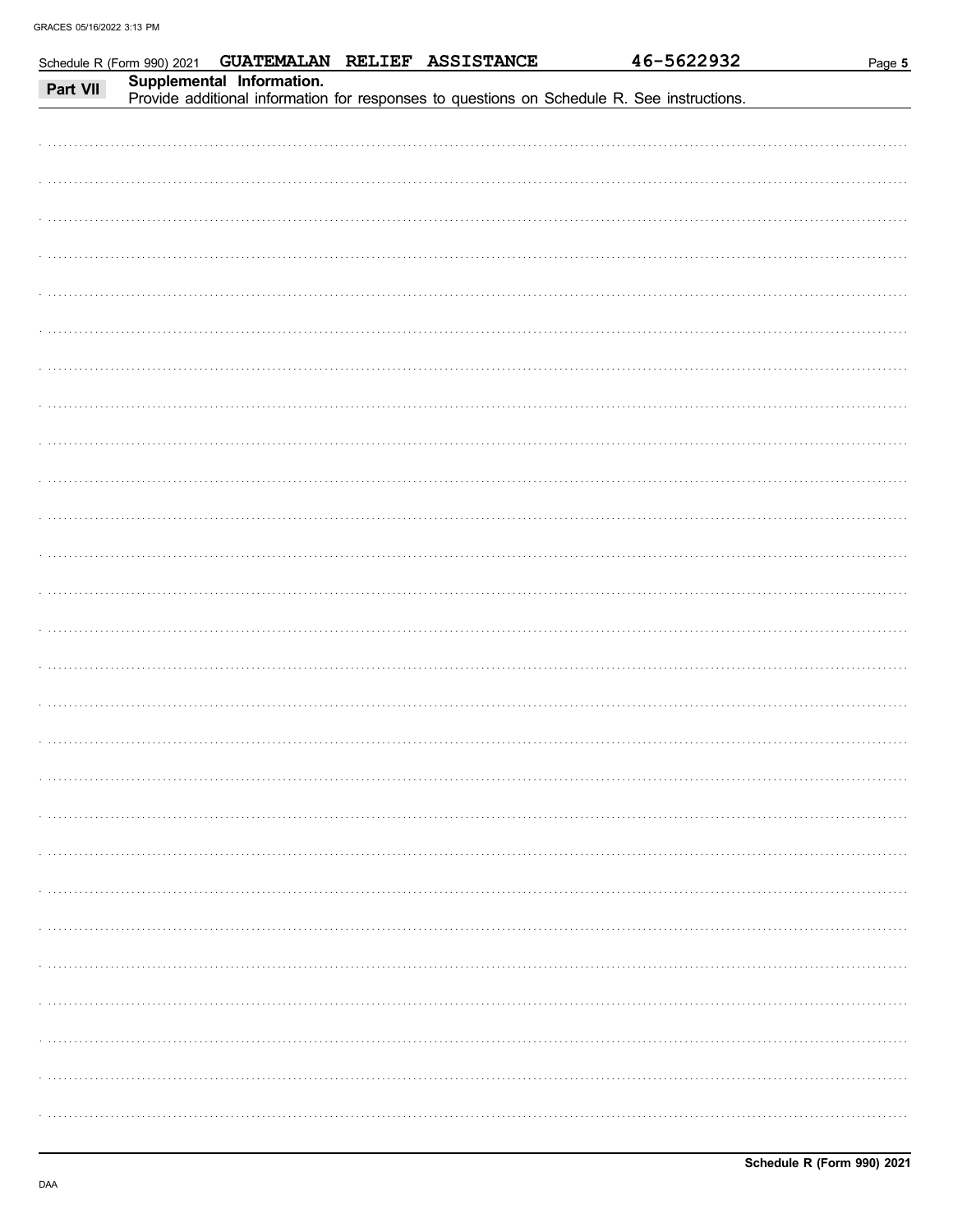Schedule R (Form 990) 2021 GUATEMALAN RELIEF ASSISTANCE 46-5622932

**Part VII** **Supplemental Information.**
Provide additional information for responses to questions on Schedule R. See instructions.